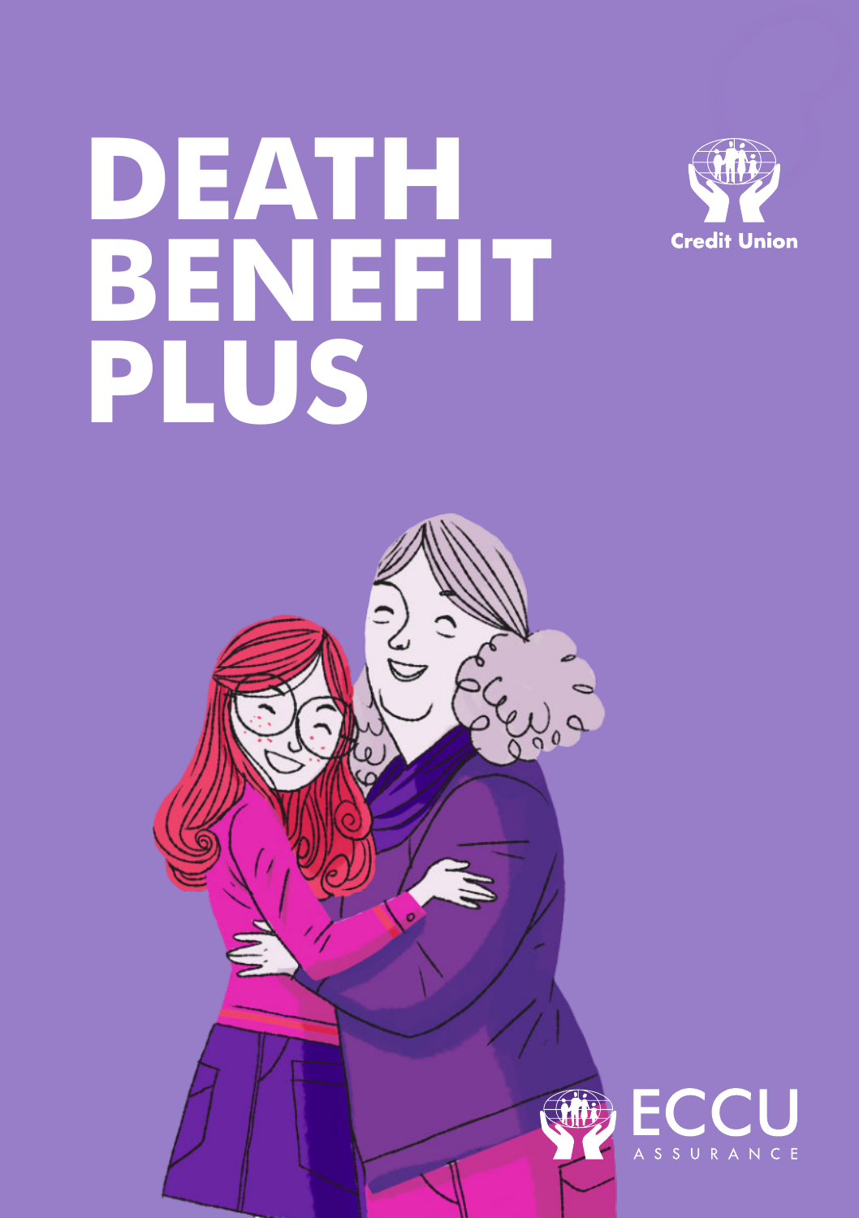# DEATH BENEFIT PLUS

Credit Union

ECCU ASSURANCE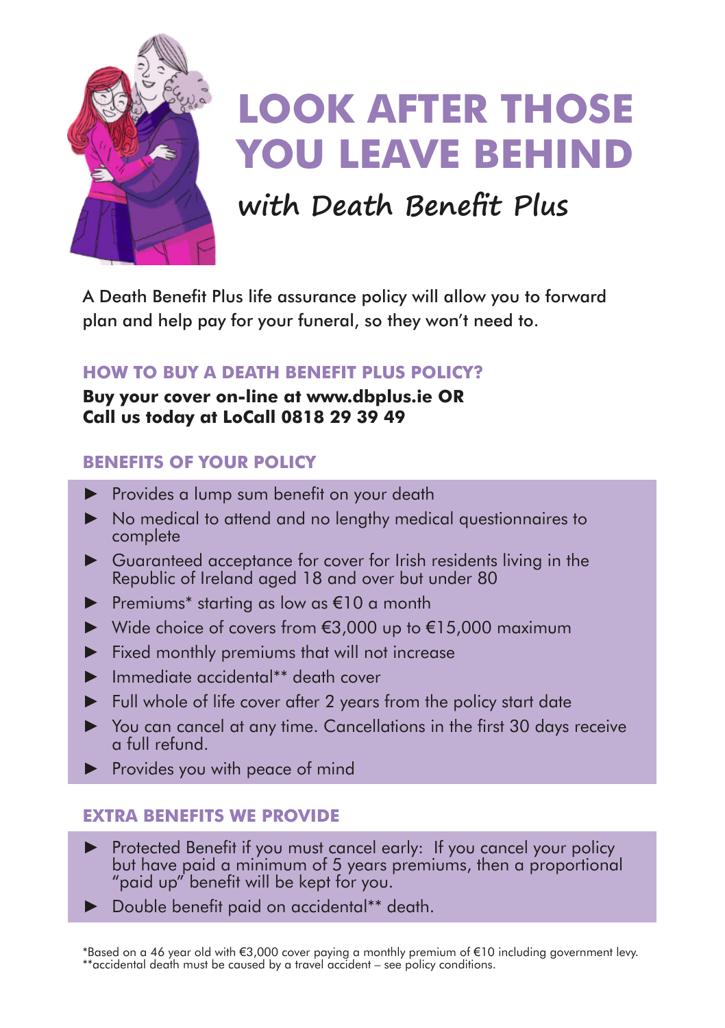# LOOK AFTER THOSE YOU LEAVE BEHIND

## with Death Benefit Plus

A Death Benefit Plus life assurance policy will allow you to forward plan and help pay for your funeral, so they won't need to.

### HOW TO BUY A DEATH BENEFIT PLUS POLICY?

**Buy your cover on-line at www.dbplus.ie OR**
**Call us today at LoCall 0818 29 39 49**

### BENEFITS OF YOUR POLICY

- Provides a lump sum benefit on your death
- No medical to attend and no lengthy medical questionnaires to complete
- Guaranteed acceptance for cover for Irish residents living in the Republic of Ireland aged 18 and over but under 80
- Premiums* starting as low as €10 a month
- Wide choice of covers from €3,000 up to €15,000 maximum
- Fixed monthly premiums that will not increase
- Immediate accidental** death cover
- Full whole of life cover after 2 years from the policy start date
- You can cancel at any time. Cancellations in the first 30 days receive a full refund.
- Provides you with peace of mind

### EXTRA BENEFITS WE PROVIDE

- Protected Benefit if you must cancel early: If you cancel your policy but have paid a minimum of 5 years premiums, then a proportional "paid up" benefit will be kept for you.
- Double benefit paid on accidental** death.

*Based on a 46 year old with €3,000 cover paying a monthly premium of €10 including government levy.
**accidental death must be caused by a travel accident – see policy conditions.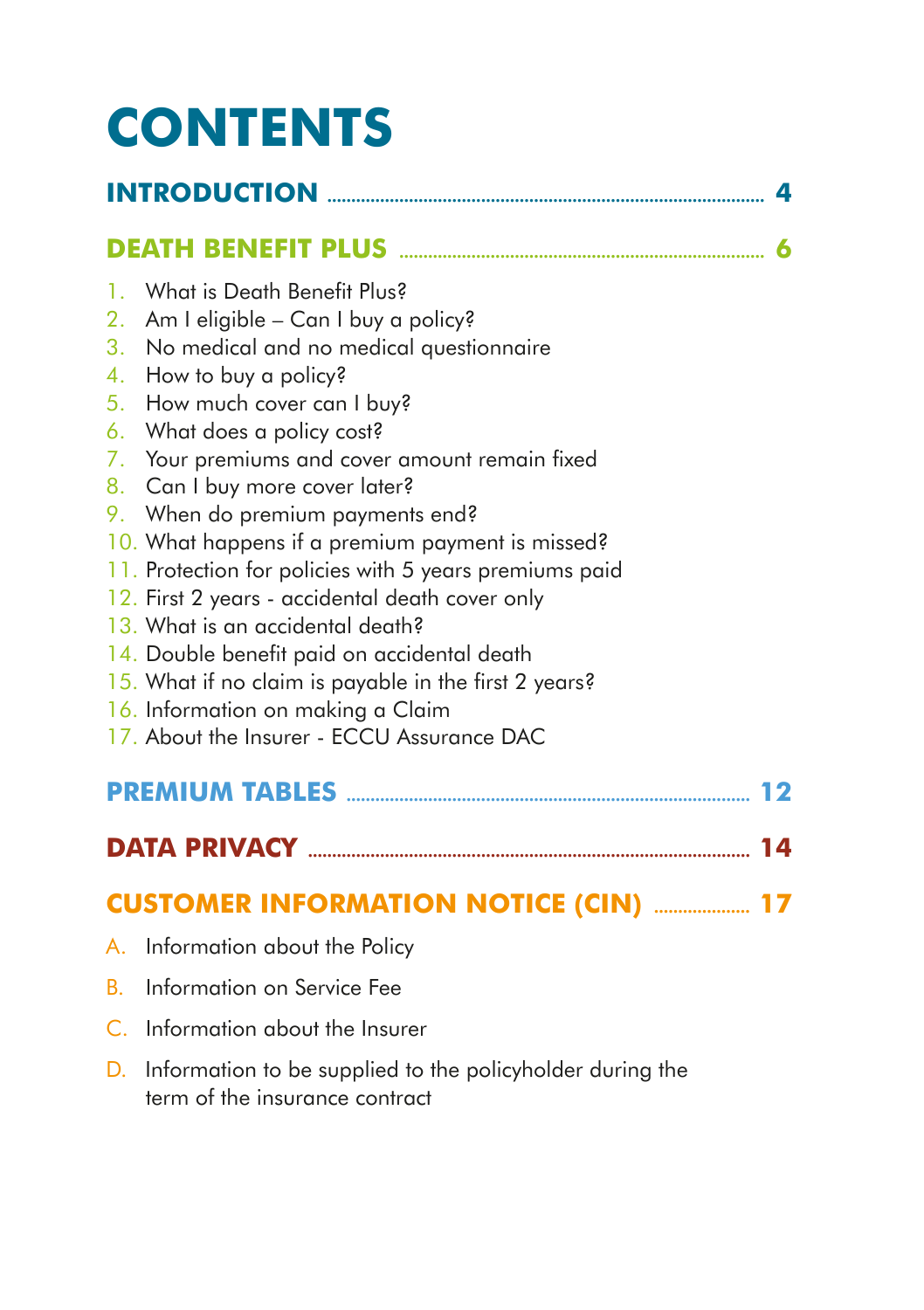# CONTENTS

## INTRODUCTION ........................................ 4

## DEATH BENEFIT PLUS ........................................ 6

1. What is Death Benefit Plus?
2. Am I eligible – Can I buy a policy?
3. No medical and no medical questionnaire
4. How to buy a policy?
5. How much cover can I buy?
6. What does a policy cost?
7. Your premiums and cover amount remain fixed
8. Can I buy more cover later?
9. When do premium payments end?
10. What happens if a premium payment is missed?
11. Protection for policies with 5 years premiums paid
12. First 2 years - accidental death cover only
13. What is an accidental death?
14. Double benefit paid on accidental death
15. What if no claim is payable in the first 2 years?
16. Information on making a Claim
17. About the Insurer - ECCU Assurance DAC

## PREMIUM TABLES ........................................ 12

## DATA PRIVACY ........................................ 14

## CUSTOMER INFORMATION NOTICE (CIN) .................... 17

A. Information about the Policy
B. Information on Service Fee
C. Information about the Insurer
D. Information to be supplied to the policyholder during the term of the insurance contract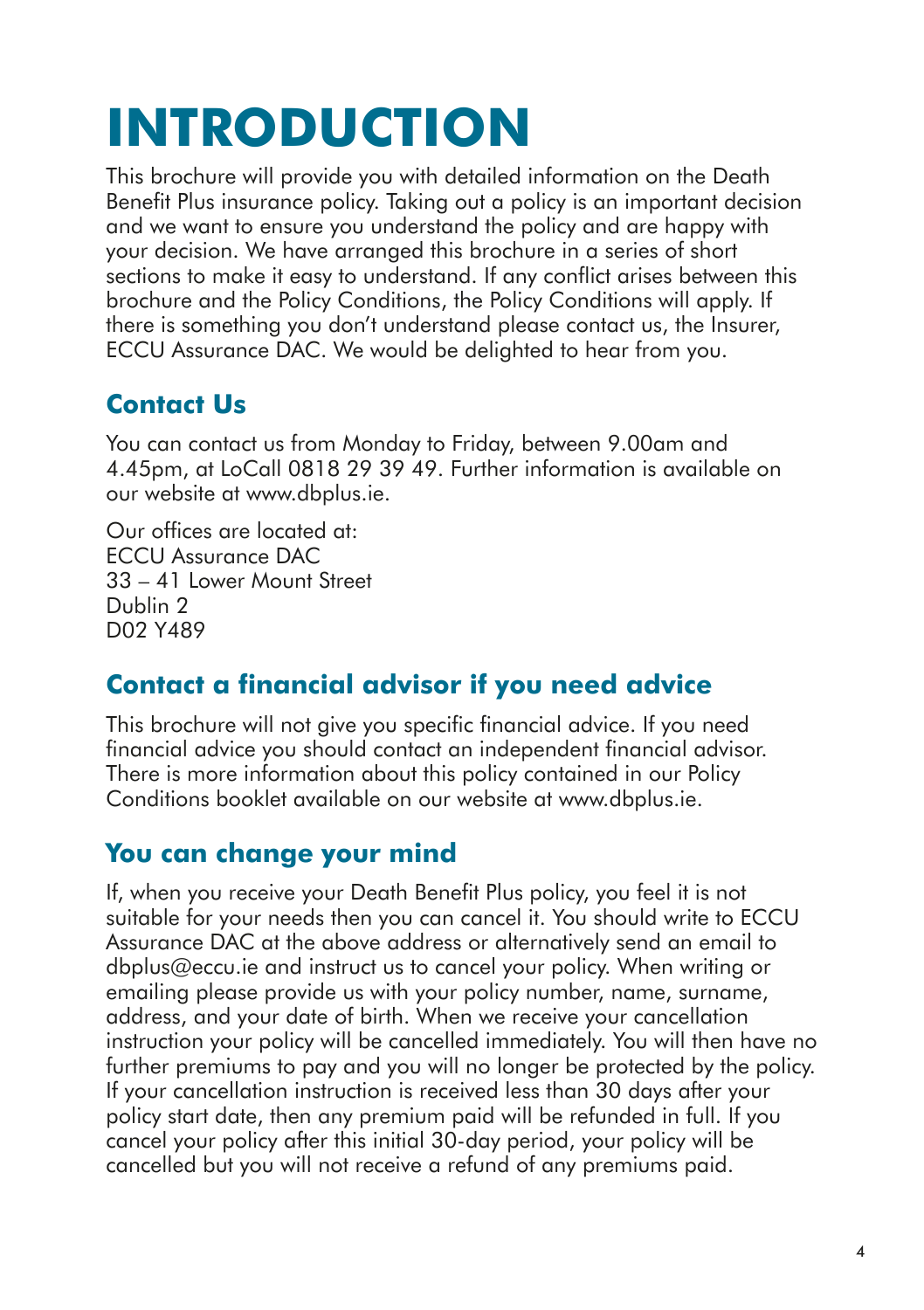# INTRODUCTION

This brochure will provide you with detailed information on the Death Benefit Plus insurance policy. Taking out a policy is an important decision and we want to ensure you understand the policy and are happy with your decision. We have arranged this brochure in a series of short sections to make it easy to understand. If any conflict arises between this brochure and the Policy Conditions, the Policy Conditions will apply. If there is something you don't understand please contact us, the Insurer, ECCU Assurance DAC. We would be delighted to hear from you.

## Contact Us

You can contact us from Monday to Friday, between 9.00am and 4.45pm, at LoCall 0818 29 39 49. Further information is available on our website at www.dbplus.ie.

Our offices are located at:
ECCU Assurance DAC
33 – 41 Lower Mount Street
Dublin 2
D02 Y489

## Contact a financial advisor if you need advice

This brochure will not give you specific financial advice. If you need financial advice you should contact an independent financial advisor. There is more information about this policy contained in our Policy Conditions booklet available on our website at www.dbplus.ie.

## You can change your mind

If, when you receive your Death Benefit Plus policy, you feel it is not suitable for your needs then you can cancel it. You should write to ECCU Assurance DAC at the above address or alternatively send an email to dbplus@eccu.ie and instruct us to cancel your policy. When writing or emailing please provide us with your policy number, name, surname, address, and your date of birth. When we receive your cancellation instruction your policy will be cancelled immediately. You will then have no further premiums to pay and you will no longer be protected by the policy. If your cancellation instruction is received less than 30 days after your policy start date, then any premium paid will be refunded in full. If you cancel your policy after this initial 30-day period, your policy will be cancelled but you will not receive a refund of any premiums paid.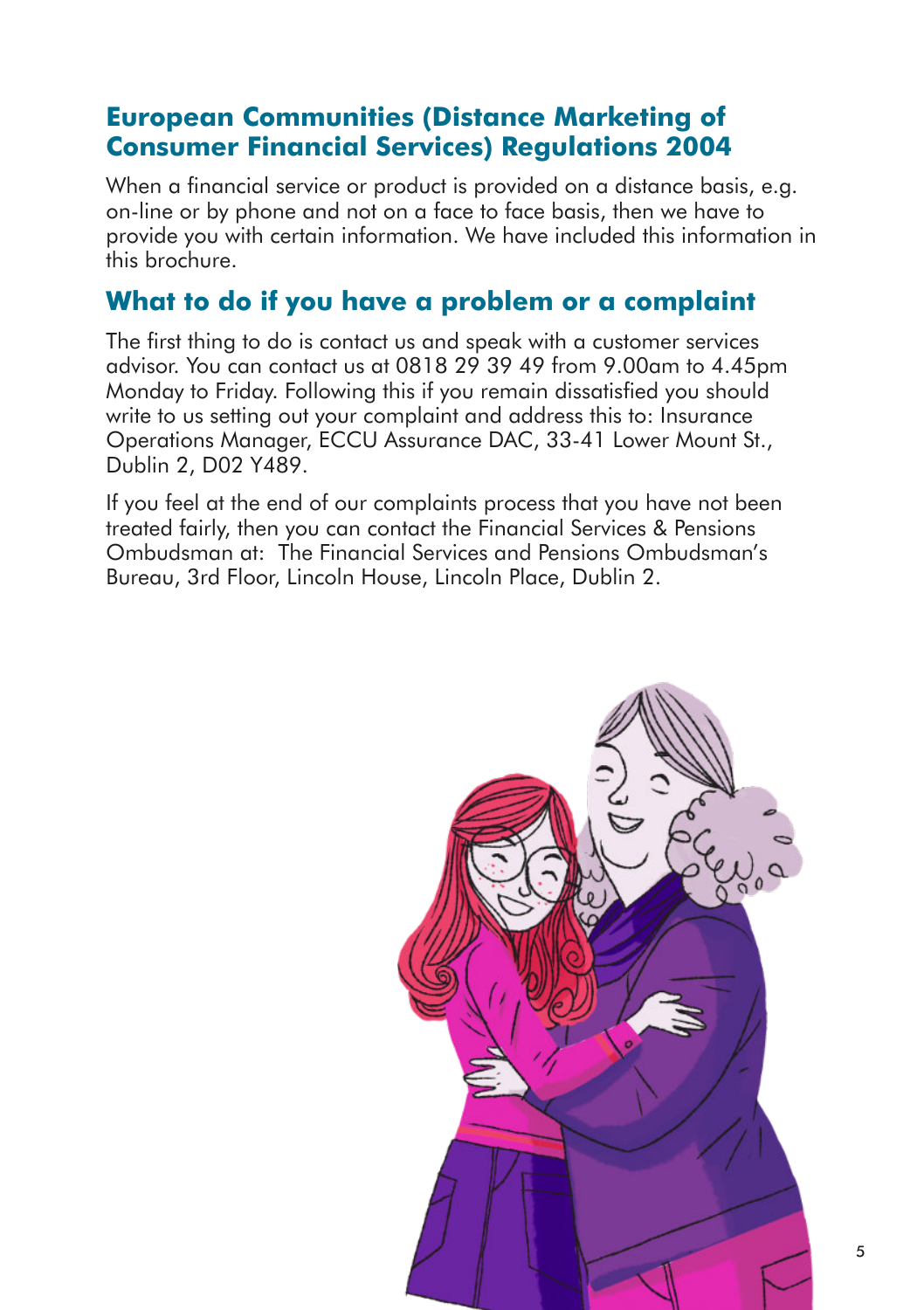## European Communities (Distance Marketing of Consumer Financial Services) Regulations 2004

When a financial service or product is provided on a distance basis, e.g. on-line or by phone and not on a face to face basis, then we have to provide you with certain information. We have included this information in this brochure.

## What to do if you have a problem or a complaint

The first thing to do is contact us and speak with a customer services advisor. You can contact us at 0818 29 39 49 from 9.00am to 4.45pm Monday to Friday. Following this if you remain dissatisfied you should write to us setting out your complaint and address this to: Insurance Operations Manager, ECCU Assurance DAC, 33-41 Lower Mount St., Dublin 2, D02 Y489.

If you feel at the end of our complaints process that you have not been treated fairly, then you can contact the Financial Services & Pensions Ombudsman at: The Financial Services and Pensions Ombudsman's Bureau, 3rd Floor, Lincoln House, Lincoln Place, Dublin 2.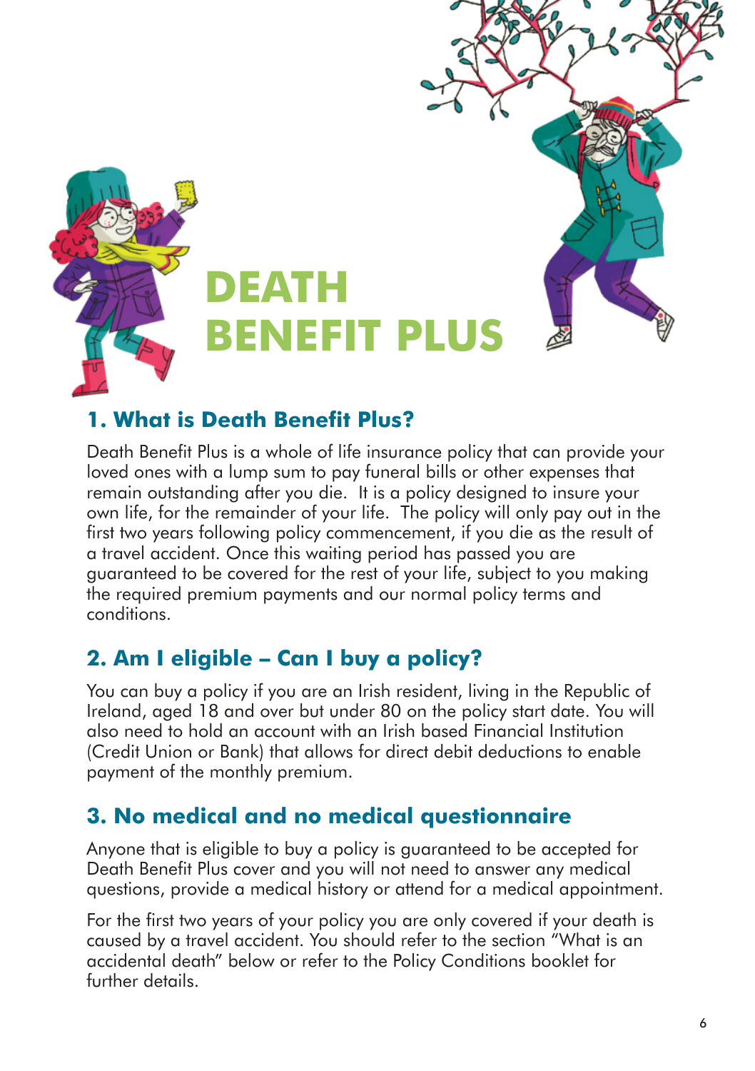# DEATH BENEFIT PLUS

## 1. What is Death Benefit Plus?

Death Benefit Plus is a whole of life insurance policy that can provide your loved ones with a lump sum to pay funeral bills or other expenses that remain outstanding after you die. It is a policy designed to insure your own life, for the remainder of your life. The policy will only pay out in the first two years following policy commencement, if you die as the result of a travel accident. Once this waiting period has passed you are guaranteed to be covered for the rest of your life, subject to you making the required premium payments and our normal policy terms and conditions.

## 2. Am I eligible – Can I buy a policy?

You can buy a policy if you are an Irish resident, living in the Republic of Ireland, aged 18 and over but under 80 on the policy start date. You will also need to hold an account with an Irish based Financial Institution (Credit Union or Bank) that allows for direct debit deductions to enable payment of the monthly premium.

## 3. No medical and no medical questionnaire

Anyone that is eligible to buy a policy is guaranteed to be accepted for Death Benefit Plus cover and you will not need to answer any medical questions, provide a medical history or attend for a medical appointment.

For the first two years of your policy you are only covered if your death is caused by a travel accident. You should refer to the section "What is an accidental death" below or refer to the Policy Conditions booklet for further details.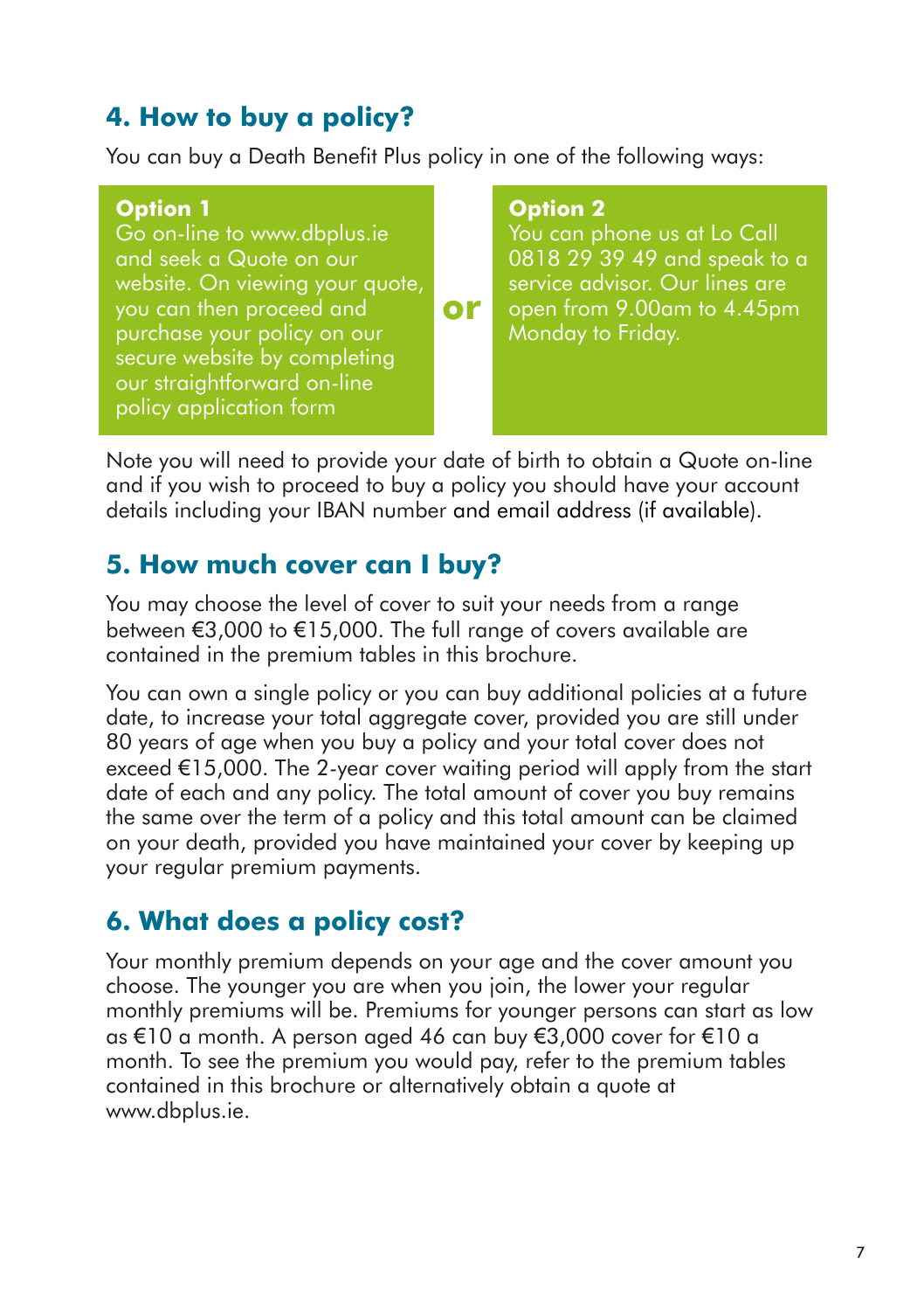## 4. How to buy a policy?

You can buy a Death Benefit Plus policy in one of the following ways:

**Option 1**
Go on-line to www.dbplus.ie and seek a Quote on our website. On viewing your quote, you can then proceed and purchase your policy on our secure website by completing our straightforward on-line policy application form

**or**

**Option 2**
You can phone us at Lo Call 0818 29 39 49 and speak to a service advisor. Our lines are open from 9.00am to 4.45pm Monday to Friday.

Note you will need to provide your date of birth to obtain a Quote on-line and if you wish to proceed to buy a policy you should have your account details including your IBAN number and email address (if available).

## 5. How much cover can I buy?

You may choose the level of cover to suit your needs from a range between €3,000 to €15,000. The full range of covers available are contained in the premium tables in this brochure.

You can own a single policy or you can buy additional policies at a future date, to increase your total aggregate cover, provided you are still under 80 years of age when you buy a policy and your total cover does not exceed €15,000. The 2-year cover waiting period will apply from the start date of each and any policy. The total amount of cover you buy remains the same over the term of a policy and this total amount can be claimed on your death, provided you have maintained your cover by keeping up your regular premium payments.

## 6. What does a policy cost?

Your monthly premium depends on your age and the cover amount you choose. The younger you are when you join, the lower your regular monthly premiums will be. Premiums for younger persons can start as low as €10 a month. A person aged 46 can buy €3,000 cover for €10 a month. To see the premium you would pay, refer to the premium tables contained in this brochure or alternatively obtain a quote at www.dbplus.ie.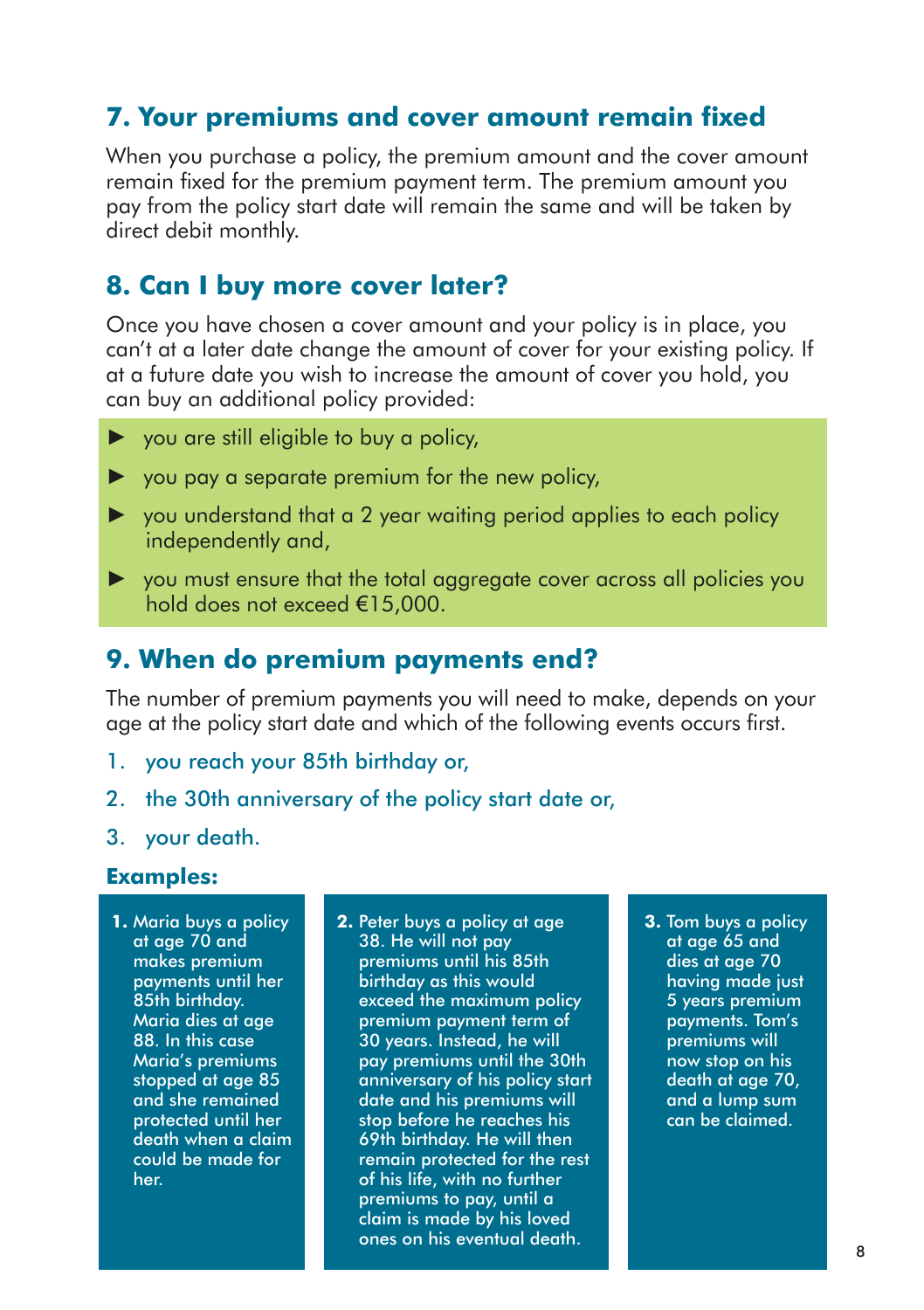## 7. Your premiums and cover amount remain fixed

When you purchase a policy, the premium amount and the cover amount remain fixed for the premium payment term. The premium amount you pay from the policy start date will remain the same and will be taken by direct debit monthly.

## 8. Can I buy more cover later?

Once you have chosen a cover amount and your policy is in place, you can't at a later date change the amount of cover for your existing policy. If at a future date you wish to increase the amount of cover you hold, you can buy an additional policy provided:

- you are still eligible to buy a policy,
- you pay a separate premium for the new policy,
- you understand that a 2 year waiting period applies to each policy independently and,
- you must ensure that the total aggregate cover across all policies you hold does not exceed €15,000.

## 9. When do premium payments end?

The number of premium payments you will need to make, depends on your age at the policy start date and which of the following events occurs first.

1. you reach your 85th birthday or,
2. the 30th anniversary of the policy start date or,
3. your death.

**Examples:**

**1.** Maria buys a policy at age 70 and makes premium payments until her 85th birthday. Maria dies at age 88. In this case Maria's premiums stopped at age 85 and she remained protected until her death when a claim could be made for her.

**2.** Peter buys a policy at age 38. He will not pay premiums until his 85th birthday as this would exceed the maximum policy premium payment term of 30 years. Instead, he will pay premiums until the 30th anniversary of his policy start date and his premiums will stop before he reaches his 69th birthday. He will then remain protected for the rest of his life, with no further premiums to pay, until a claim is made by his loved ones on his eventual death.

**3.** Tom buys a policy at age 65 and dies at age 70 having made just 5 years premium payments. Tom's premiums will now stop on his death at age 70, and a lump sum can be claimed.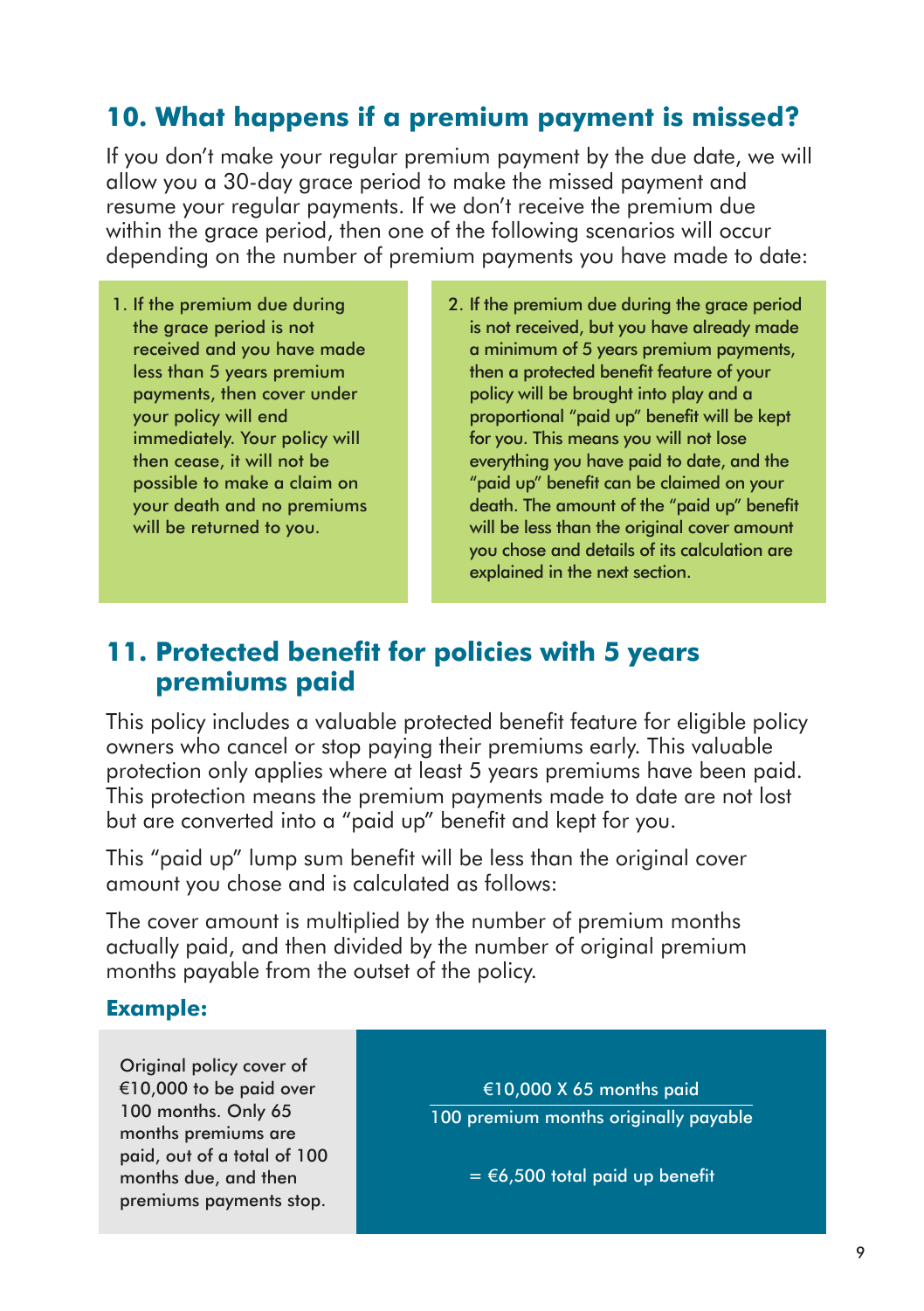## 10. What happens if a premium payment is missed?

If you don't make your regular premium payment by the due date, we will allow you a 30-day grace period to make the missed payment and resume your regular payments. If we don't receive the premium due within the grace period, then one of the following scenarios will occur depending on the number of premium payments you have made to date:

1. If the premium due during the grace period is not received and you have made less than 5 years premium payments, then cover under your policy will end immediately. Your policy will then cease, it will not be possible to make a claim on your death and no premiums will be returned to you.

2. If the premium due during the grace period is not received, but you have already made a minimum of 5 years premium payments, then a protected benefit feature of your policy will be brought into play and a proportional "paid up" benefit will be kept for you. This means you will not lose everything you have paid to date, and the "paid up" benefit can be claimed on your death. The amount of the "paid up" benefit will be less than the original cover amount you chose and details of its calculation are explained in the next section.

## 11. Protected benefit for policies with 5 years premiums paid

This policy includes a valuable protected benefit feature for eligible policy owners who cancel or stop paying their premiums early. This valuable protection only applies where at least 5 years premiums have been paid. This protection means the premium payments made to date are not lost but are converted into a "paid up" benefit and kept for you.

This "paid up" lump sum benefit will be less than the original cover amount you chose and is calculated as follows:

The cover amount is multiplied by the number of premium months actually paid, and then divided by the number of original premium months payable from the outset of the policy.

### Example:

Original policy cover of €10,000 to be paid over 100 months. Only 65 months premiums are paid, out of a total of 100 months due, and then premiums payments stop.

$$\frac{\text{€10,000 X 65 months paid}}{\text{100 premium months originally payable}}$$

$$= \text{€6,500 total paid up benefit}$$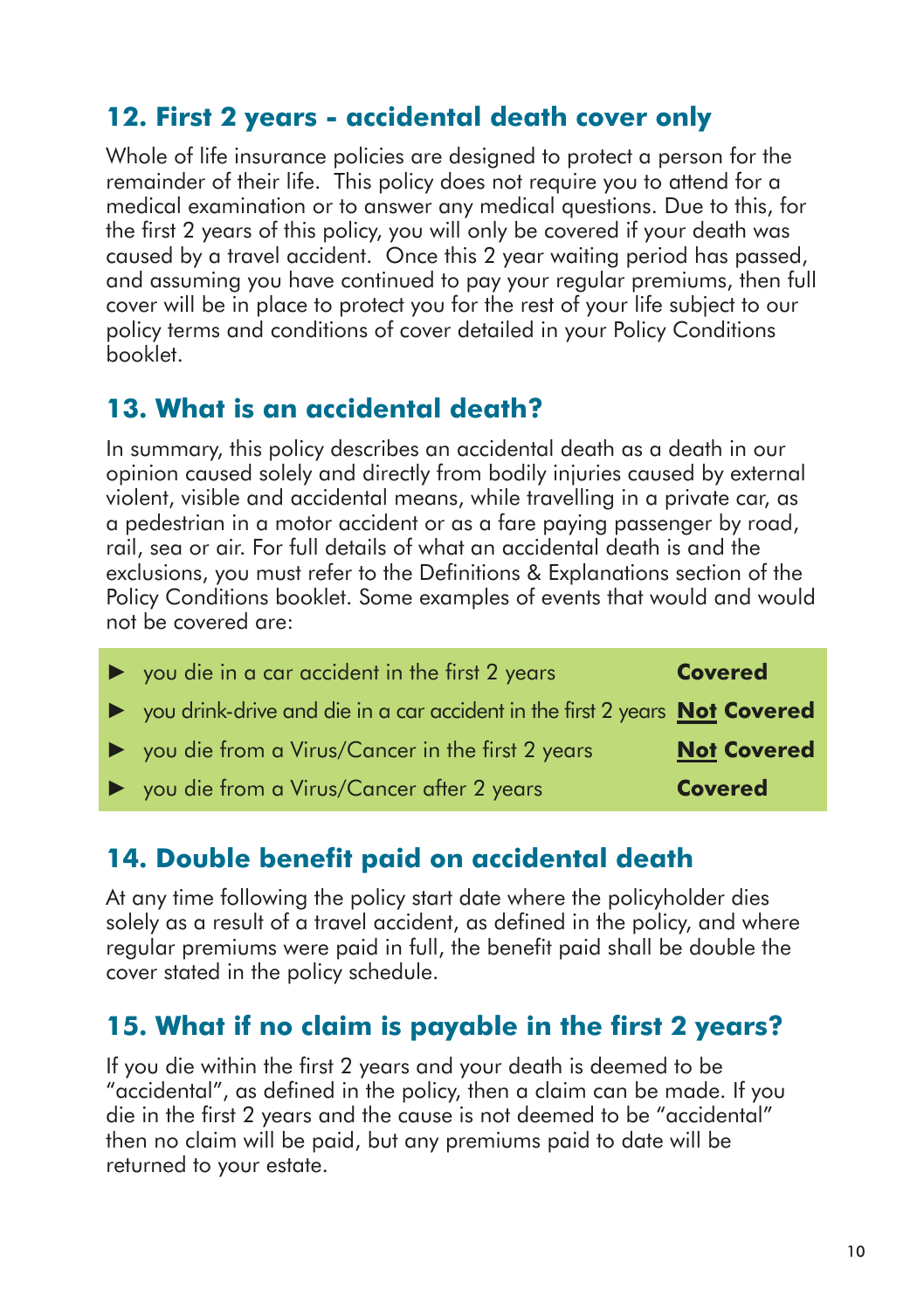## 12. First 2 years - accidental death cover only

Whole of life insurance policies are designed to protect a person for the remainder of their life. This policy does not require you to attend for a medical examination or to answer any medical questions. Due to this, for the first 2 years of this policy, you will only be covered if your death was caused by a travel accident. Once this 2 year waiting period has passed, and assuming you have continued to pay your regular premiums, then full cover will be in place to protect you for the rest of your life subject to our policy terms and conditions of cover detailed in your Policy Conditions booklet.

## 13. What is an accidental death?

In summary, this policy describes an accidental death as a death in our opinion caused solely and directly from bodily injuries caused by external violent, visible and accidental means, while travelling in a private car, as a pedestrian in a motor accident or as a fare paying passenger by road, rail, sea or air. For full details of what an accidental death is and the exclusions, you must refer to the Definitions & Explanations section of the Policy Conditions booklet. Some examples of events that would and would not be covered are:

- ► you die in a car accident in the first 2 years — **Covered**
- ► you drink-drive and die in a car accident in the first 2 years — **Not Covered**
- ► you die from a Virus/Cancer in the first 2 years — **Not Covered**
- ► you die from a Virus/Cancer after 2 years — **Covered**

## 14. Double benefit paid on accidental death

At any time following the policy start date where the policyholder dies solely as a result of a travel accident, as defined in the policy, and where regular premiums were paid in full, the benefit paid shall be double the cover stated in the policy schedule.

## 15. What if no claim is payable in the first 2 years?

If you die within the first 2 years and your death is deemed to be "accidental", as defined in the policy, then a claim can be made. If you die in the first 2 years and the cause is not deemed to be "accidental" then no claim will be paid, but any premiums paid to date will be returned to your estate.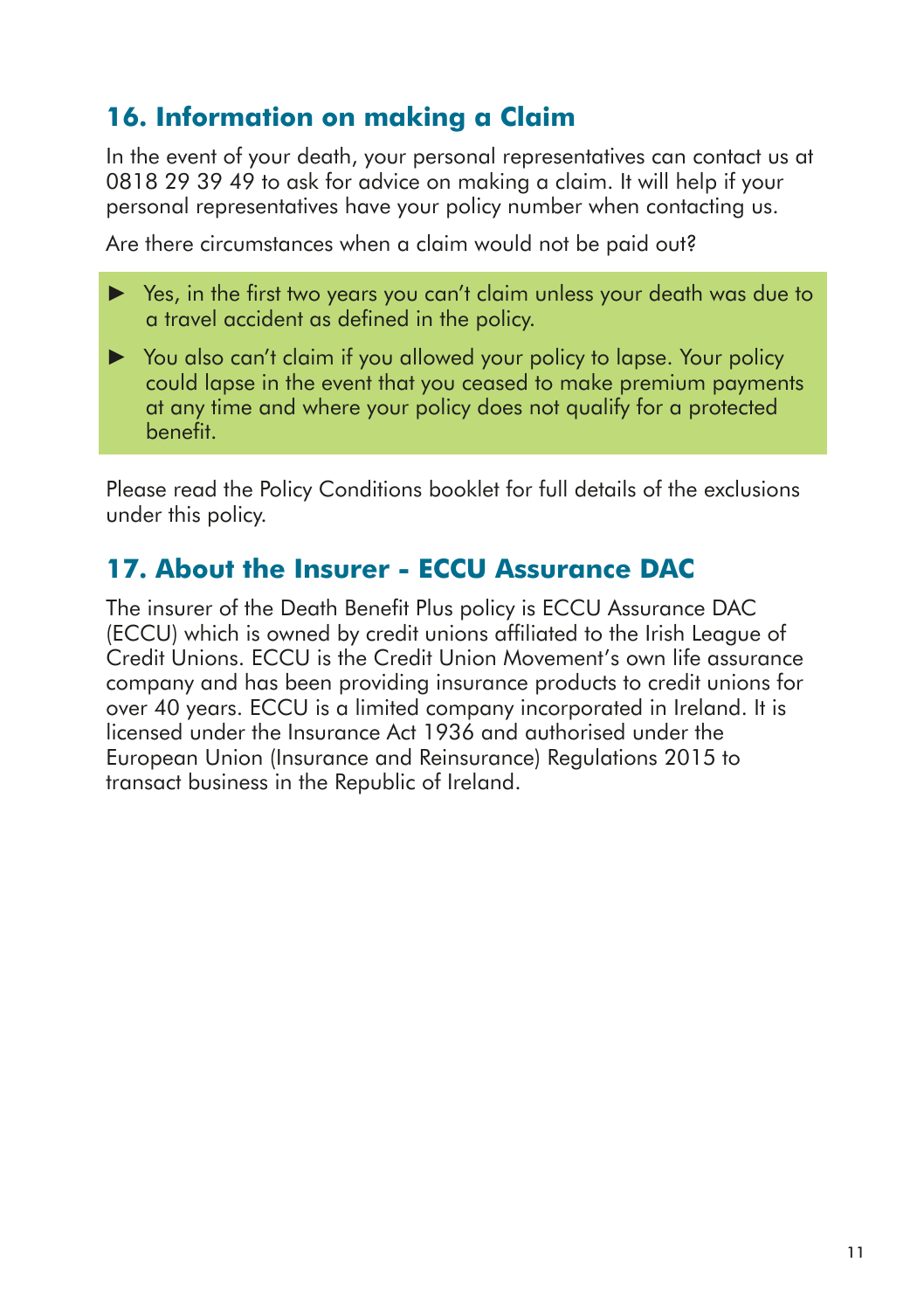## 16. Information on making a Claim

In the event of your death, your personal representatives can contact us at 0818 29 39 49 to ask for advice on making a claim. It will help if your personal representatives have your policy number when contacting us.

Are there circumstances when a claim would not be paid out?

- Yes, in the first two years you can't claim unless your death was due to a travel accident as defined in the policy.
- You also can't claim if you allowed your policy to lapse. Your policy could lapse in the event that you ceased to make premium payments at any time and where your policy does not qualify for a protected benefit.

Please read the Policy Conditions booklet for full details of the exclusions under this policy.

## 17. About the Insurer - ECCU Assurance DAC

The insurer of the Death Benefit Plus policy is ECCU Assurance DAC (ECCU) which is owned by credit unions affiliated to the Irish League of Credit Unions. ECCU is the Credit Union Movement's own life assurance company and has been providing insurance products to credit unions for over 40 years. ECCU is a limited company incorporated in Ireland. It is licensed under the Insurance Act 1936 and authorised under the European Union (Insurance and Reinsurance) Regulations 2015 to transact business in the Republic of Ireland.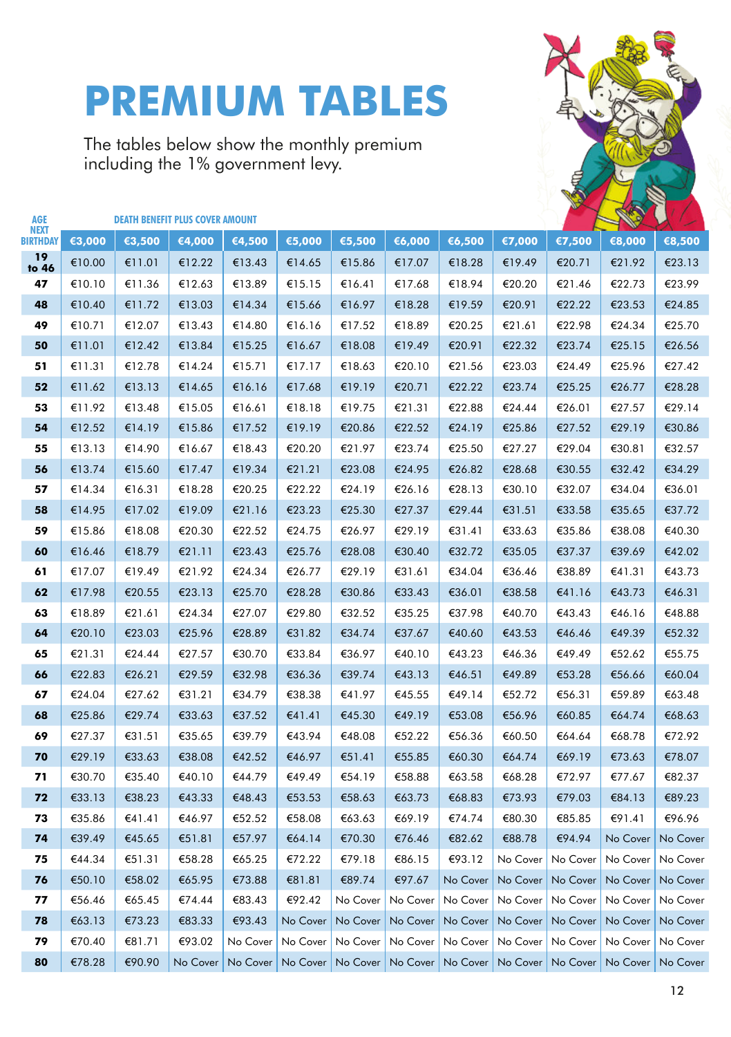# PREMIUM TABLES

The tables below show the monthly premium including the 1% government levy.

| AGE NEXT BIRTHDAY | DEATH BENEFIT PLUS COVER AMOUNT | | | | | | | | | | | |
|---|---|---|---|---|---|---|---|---|---|---|---|---|
| | €3,000 | €3,500 | €4,000 | €4,500 | €5,000 | €5,500 | €6,000 | €6,500 | €7,000 | €7,500 | €8,000 | €8,500 |
| 19 to 46 | €10.00 | €11.01 | €12.22 | €13.43 | €14.65 | €15.86 | €17.07 | €18.28 | €19.49 | €20.71 | €21.92 | €23.13 |
| 47 | €10.10 | €11.36 | €12.63 | €13.89 | €15.15 | €16.41 | €17.68 | €18.94 | €20.20 | €21.46 | €22.73 | €23.99 |
| 48 | €10.40 | €11.72 | €13.03 | €14.34 | €15.66 | €16.97 | €18.28 | €19.59 | €20.91 | €22.22 | €23.53 | €24.85 |
| 49 | €10.71 | €12.07 | €13.43 | €14.80 | €16.16 | €17.52 | €18.89 | €20.25 | €21.61 | €22.98 | €24.34 | €25.70 |
| 50 | €11.01 | €12.42 | €13.84 | €15.25 | €16.67 | €18.08 | €19.49 | €20.91 | €22.32 | €23.74 | €25.15 | €26.56 |
| 51 | €11.31 | €12.78 | €14.24 | €15.71 | €17.17 | €18.63 | €20.10 | €21.56 | €23.03 | €24.49 | €25.96 | €27.42 |
| 52 | €11.62 | €13.13 | €14.65 | €16.16 | €17.68 | €19.19 | €20.71 | €22.22 | €23.74 | €25.25 | €26.77 | €28.28 |
| 53 | €11.92 | €13.48 | €15.05 | €16.61 | €18.18 | €19.75 | €21.31 | €22.88 | €24.44 | €26.01 | €27.57 | €29.14 |
| 54 | €12.52 | €14.19 | €15.86 | €17.52 | €19.19 | €20.86 | €22.52 | €24.19 | €25.86 | €27.52 | €29.19 | €30.86 |
| 55 | €13.13 | €14.90 | €16.67 | €18.43 | €20.20 | €21.97 | €23.74 | €25.50 | €27.27 | €29.04 | €30.81 | €32.57 |
| 56 | €13.74 | €15.60 | €17.47 | €19.34 | €21.21 | €23.08 | €24.95 | €26.82 | €28.68 | €30.55 | €32.42 | €34.29 |
| 57 | €14.34 | €16.31 | €18.28 | €20.25 | €22.22 | €24.19 | €26.16 | €28.13 | €30.10 | €32.07 | €34.04 | €36.01 |
| 58 | €14.95 | €17.02 | €19.09 | €21.16 | €23.23 | €25.30 | €27.37 | €29.44 | €31.51 | €33.58 | €35.65 | €37.72 |
| 59 | €15.86 | €18.08 | €20.30 | €22.52 | €24.75 | €26.97 | €29.19 | €31.41 | €33.63 | €35.86 | €38.08 | €40.30 |
| 60 | €16.46 | €18.79 | €21.11 | €23.43 | €25.76 | €28.08 | €30.40 | €32.72 | €35.05 | €37.37 | €39.69 | €42.02 |
| 61 | €17.07 | €19.49 | €21.92 | €24.34 | €26.77 | €29.19 | €31.61 | €34.04 | €36.46 | €38.89 | €41.31 | €43.73 |
| 62 | €17.98 | €20.55 | €23.13 | €25.70 | €28.28 | €30.86 | €33.43 | €36.01 | €38.58 | €41.16 | €43.73 | €46.31 |
| 63 | €18.89 | €21.61 | €24.34 | €27.07 | €29.80 | €32.52 | €35.25 | €37.98 | €40.70 | €43.43 | €46.16 | €48.88 |
| 64 | €20.10 | €23.03 | €25.96 | €28.89 | €31.82 | €34.74 | €37.67 | €40.60 | €43.53 | €46.46 | €49.39 | €52.32 |
| 65 | €21.31 | €24.44 | €27.57 | €30.70 | €33.84 | €36.97 | €40.10 | €43.23 | €46.36 | €49.49 | €52.62 | €55.75 |
| 66 | €22.83 | €26.21 | €29.59 | €32.98 | €36.36 | €39.74 | €43.13 | €46.51 | €49.89 | €53.28 | €56.66 | €60.04 |
| 67 | €24.04 | €27.62 | €31.21 | €34.79 | €38.38 | €41.97 | €45.55 | €49.14 | €52.72 | €56.31 | €59.89 | €63.48 |
| 68 | €25.86 | €29.74 | €33.63 | €37.52 | €41.41 | €45.30 | €49.19 | €53.08 | €56.96 | €60.85 | €64.74 | €68.63 |
| 69 | €27.37 | €31.51 | €35.65 | €39.79 | €43.94 | €48.08 | €52.22 | €56.36 | €60.50 | €64.64 | €68.78 | €72.92 |
| 70 | €29.19 | €33.63 | €38.08 | €42.52 | €46.97 | €51.41 | €55.85 | €60.30 | €64.74 | €69.19 | €73.63 | €78.07 |
| 71 | €30.70 | €35.40 | €40.10 | €44.79 | €49.49 | €54.19 | €58.88 | €63.58 | €68.28 | €72.97 | €77.67 | €82.37 |
| 72 | €33.13 | €38.23 | €43.33 | €48.43 | €53.53 | €58.63 | €63.73 | €68.83 | €73.93 | €79.03 | €84.13 | €89.23 |
| 73 | €35.86 | €41.41 | €46.97 | €52.52 | €58.08 | €63.63 | €69.19 | €74.74 | €80.30 | €85.85 | €91.41 | €96.96 |
| 74 | €39.49 | €45.65 | €51.81 | €57.97 | €64.14 | €70.30 | €76.46 | €82.62 | €88.78 | €94.94 | No Cover | No Cover |
| 75 | €44.34 | €51.31 | €58.28 | €65.25 | €72.22 | €79.18 | €86.15 | €93.12 | No Cover | No Cover | No Cover | No Cover |
| 76 | €50.10 | €58.02 | €65.95 | €73.88 | €81.81 | €89.74 | €97.67 | No Cover | No Cover | No Cover | No Cover | No Cover |
| 77 | €56.46 | €65.45 | €74.44 | €83.43 | €92.42 | No Cover | No Cover | No Cover | No Cover | No Cover | No Cover | No Cover |
| 78 | €63.13 | €73.23 | €83.33 | €93.43 | No Cover | No Cover | No Cover | No Cover | No Cover | No Cover | No Cover | No Cover |
| 79 | €70.40 | €81.71 | €93.02 | No Cover | No Cover | No Cover | No Cover | No Cover | No Cover | No Cover | No Cover | No Cover |
| 80 | €78.28 | €90.90 | No Cover | No Cover | No Cover | No Cover | No Cover | No Cover | No Cover | No Cover | No Cover | No Cover |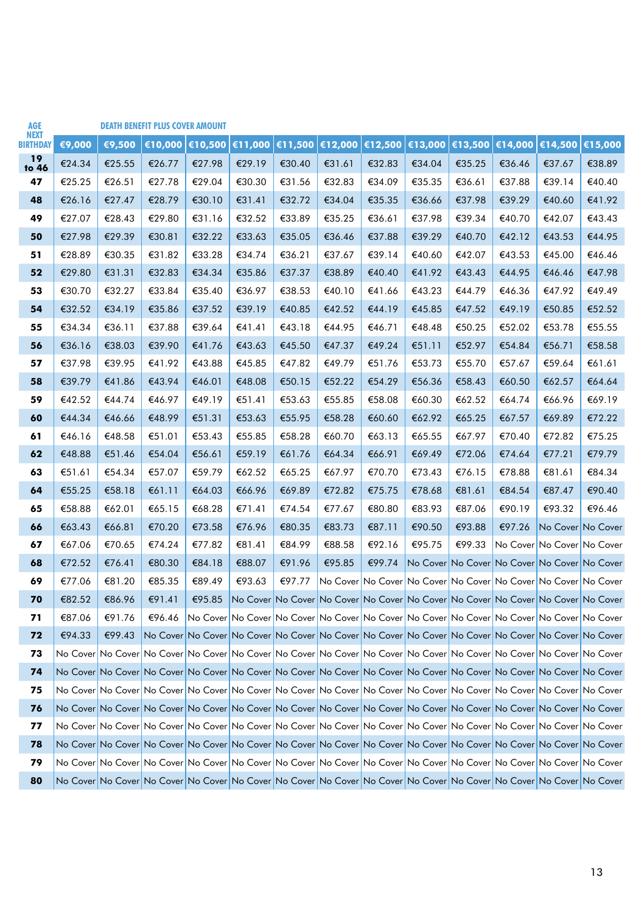| AGE NEXT BIRTHDAY | DEATH BENEFIT PLUS COVER AMOUNT | | | | | | | | | | | | |
|---|---|---|---|---|---|---|---|---|---|---|---|---|---|
| | €9,000 | €9,500 | €10,000 | €10,500 | €11,000 | €11,500 | €12,000 | €12,500 | €13,000 | €13,500 | €14,000 | €14,500 | €15,000 |
| 19 to 46 | €24.34 | €25.55 | €26.77 | €27.98 | €29.19 | €30.40 | €31.61 | €32.83 | €34.04 | €35.25 | €36.46 | €37.67 | €38.89 |
| 47 | €25.25 | €26.51 | €27.78 | €29.04 | €30.30 | €31.56 | €32.83 | €34.09 | €35.35 | €36.61 | €37.88 | €39.14 | €40.40 |
| 48 | €26.16 | €27.47 | €28.79 | €30.10 | €31.41 | €32.72 | €34.04 | €35.35 | €36.66 | €37.98 | €39.29 | €40.60 | €41.92 |
| 49 | €27.07 | €28.43 | €29.80 | €31.16 | €32.52 | €33.89 | €35.25 | €36.61 | €37.98 | €39.34 | €40.70 | €42.07 | €43.43 |
| 50 | €27.98 | €29.39 | €30.81 | €32.22 | €33.63 | €35.05 | €36.46 | €37.88 | €39.29 | €40.70 | €42.12 | €43.53 | €44.95 |
| 51 | €28.89 | €30.35 | €31.82 | €33.28 | €34.74 | €36.21 | €37.67 | €39.14 | €40.60 | €42.07 | €43.53 | €45.00 | €46.46 |
| 52 | €29.80 | €31.31 | €32.83 | €34.34 | €35.86 | €37.37 | €38.89 | €40.40 | €41.92 | €43.43 | €44.95 | €46.46 | €47.98 |
| 53 | €30.70 | €32.27 | €33.84 | €35.40 | €36.97 | €38.53 | €40.10 | €41.66 | €43.23 | €44.79 | €46.36 | €47.92 | €49.49 |
| 54 | €32.52 | €34.19 | €35.86 | €37.52 | €39.19 | €40.85 | €42.52 | €44.19 | €45.85 | €47.52 | €49.19 | €50.85 | €52.52 |
| 55 | €34.34 | €36.11 | €37.88 | €39.64 | €41.41 | €43.18 | €44.95 | €46.71 | €48.48 | €50.25 | €52.02 | €53.78 | €55.55 |
| 56 | €36.16 | €38.03 | €39.90 | €41.76 | €43.63 | €45.50 | €47.37 | €49.24 | €51.11 | €52.97 | €54.84 | €56.71 | €58.58 |
| 57 | €37.98 | €39.95 | €41.92 | €43.88 | €45.85 | €47.82 | €49.79 | €51.76 | €53.73 | €55.70 | €57.67 | €59.64 | €61.61 |
| 58 | €39.79 | €41.86 | €43.94 | €46.01 | €48.08 | €50.15 | €52.22 | €54.29 | €56.36 | €58.43 | €60.50 | €62.57 | €64.64 |
| 59 | €42.52 | €44.74 | €46.97 | €49.19 | €51.41 | €53.63 | €55.85 | €58.08 | €60.30 | €62.52 | €64.74 | €66.96 | €69.19 |
| 60 | €44.34 | €46.66 | €48.99 | €51.31 | €53.63 | €55.95 | €58.28 | €60.60 | €62.92 | €65.25 | €67.57 | €69.89 | €72.22 |
| 61 | €46.16 | €48.58 | €51.01 | €53.43 | €55.85 | €58.28 | €60.70 | €63.13 | €65.55 | €67.97 | €70.40 | €72.82 | €75.25 |
| 62 | €48.88 | €51.46 | €54.04 | €56.61 | €59.19 | €61.76 | €64.34 | €66.91 | €69.49 | €72.06 | €74.64 | €77.21 | €79.79 |
| 63 | €51.61 | €54.34 | €57.07 | €59.79 | €62.52 | €65.25 | €67.97 | €70.70 | €73.43 | €76.15 | €78.88 | €81.61 | €84.34 |
| 64 | €55.25 | €58.18 | €61.11 | €64.03 | €66.96 | €69.89 | €72.82 | €75.75 | €78.68 | €81.61 | €84.54 | €87.47 | €90.40 |
| 65 | €58.88 | €62.01 | €65.15 | €68.28 | €71.41 | €74.54 | €77.67 | €80.80 | €83.93 | €87.06 | €90.19 | €93.32 | €96.46 |
| 66 | €63.43 | €66.81 | €70.20 | €73.58 | €76.96 | €80.35 | €83.73 | €87.11 | €90.50 | €93.88 | €97.26 | No Cover | No Cover |
| 67 | €67.06 | €70.65 | €74.24 | €77.82 | €81.41 | €84.99 | €88.58 | €92.16 | €95.75 | €99.33 | No Cover | No Cover | No Cover |
| 68 | €72.52 | €76.41 | €80.30 | €84.18 | €88.07 | €91.96 | €95.85 | €99.74 | No Cover | No Cover | No Cover | No Cover | No Cover |
| 69 | €77.06 | €81.20 | €85.35 | €89.49 | €93.63 | €97.77 | No Cover | No Cover | No Cover | No Cover | No Cover | No Cover | No Cover |
| 70 | €82.52 | €86.96 | €91.41 | €95.85 | No Cover | No Cover | No Cover | No Cover | No Cover | No Cover | No Cover | No Cover | No Cover |
| 71 | €87.06 | €91.76 | €96.46 | No Cover | No Cover | No Cover | No Cover | No Cover | No Cover | No Cover | No Cover | No Cover | No Cover |
| 72 | €94.33 | €99.43 | No Cover | No Cover | No Cover | No Cover | No Cover | No Cover | No Cover | No Cover | No Cover | No Cover | No Cover |
| 73 | No Cover | No Cover | No Cover | No Cover | No Cover | No Cover | No Cover | No Cover | No Cover | No Cover | No Cover | No Cover | No Cover |
| 74 | No Cover | No Cover | No Cover | No Cover | No Cover | No Cover | No Cover | No Cover | No Cover | No Cover | No Cover | No Cover | No Cover |
| 75 | No Cover | No Cover | No Cover | No Cover | No Cover | No Cover | No Cover | No Cover | No Cover | No Cover | No Cover | No Cover | No Cover |
| 76 | No Cover | No Cover | No Cover | No Cover | No Cover | No Cover | No Cover | No Cover | No Cover | No Cover | No Cover | No Cover | No Cover |
| 77 | No Cover | No Cover | No Cover | No Cover | No Cover | No Cover | No Cover | No Cover | No Cover | No Cover | No Cover | No Cover | No Cover |
| 78 | No Cover | No Cover | No Cover | No Cover | No Cover | No Cover | No Cover | No Cover | No Cover | No Cover | No Cover | No Cover | No Cover |
| 79 | No Cover | No Cover | No Cover | No Cover | No Cover | No Cover | No Cover | No Cover | No Cover | No Cover | No Cover | No Cover | No Cover |
| 80 | No Cover | No Cover | No Cover | No Cover | No Cover | No Cover | No Cover | No Cover | No Cover | No Cover | No Cover | No Cover | No Cover |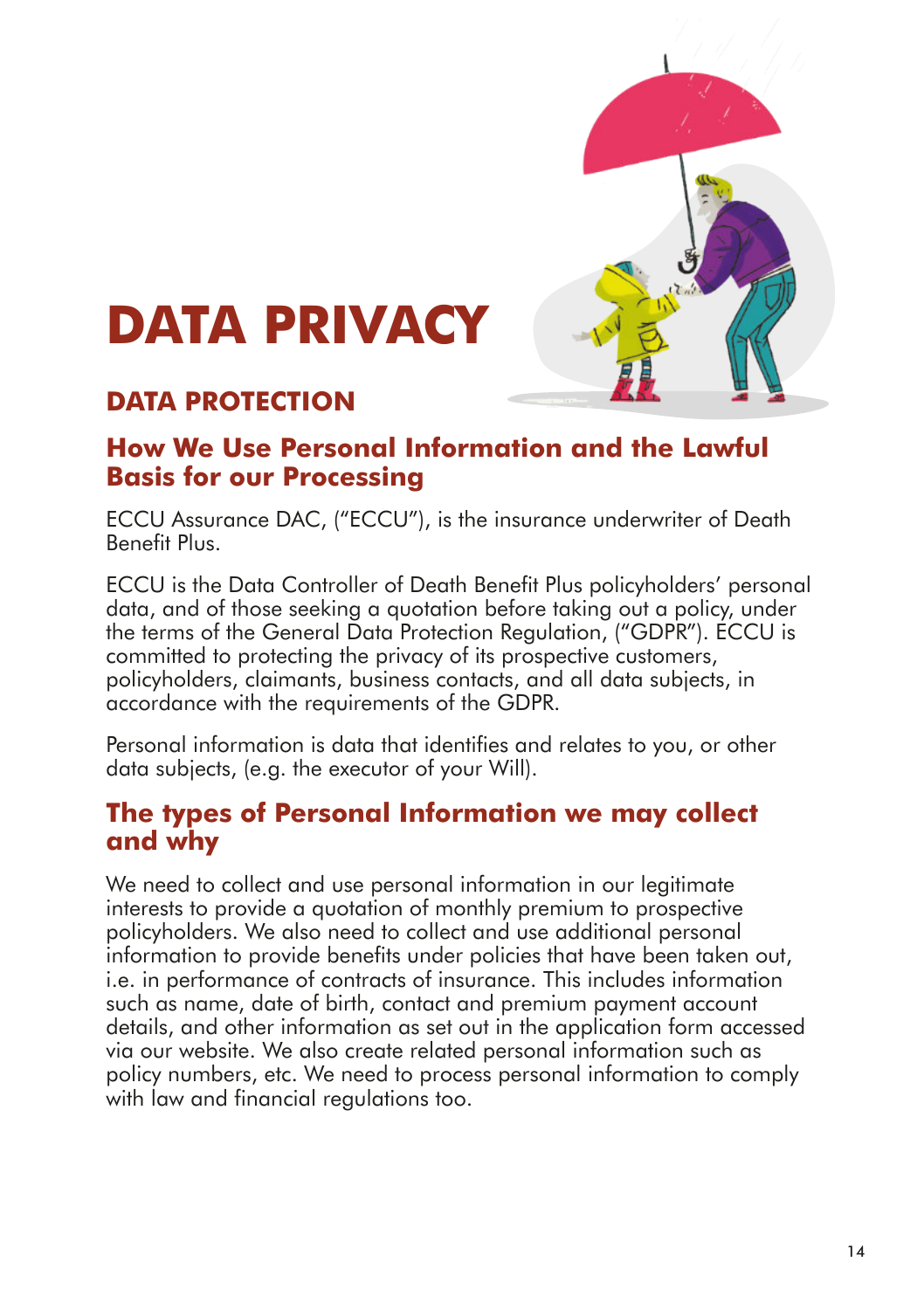# DATA PRIVACY

## DATA PROTECTION

### How We Use Personal Information and the Lawful Basis for our Processing

ECCU Assurance DAC, ("ECCU"), is the insurance underwriter of Death Benefit Plus.

ECCU is the Data Controller of Death Benefit Plus policyholders' personal data, and of those seeking a quotation before taking out a policy, under the terms of the General Data Protection Regulation, ("GDPR"). ECCU is committed to protecting the privacy of its prospective customers, policyholders, claimants, business contacts, and all data subjects, in accordance with the requirements of the GDPR.

Personal information is data that identifies and relates to you, or other data subjects, (e.g. the executor of your Will).

### The types of Personal Information we may collect and why

We need to collect and use personal information in our legitimate interests to provide a quotation of monthly premium to prospective policyholders. We also need to collect and use additional personal information to provide benefits under policies that have been taken out, i.e. in performance of contracts of insurance. This includes information such as name, date of birth, contact and premium payment account details, and other information as set out in the application form accessed via our website. We also create related personal information such as policy numbers, etc. We need to process personal information to comply with law and financial regulations too.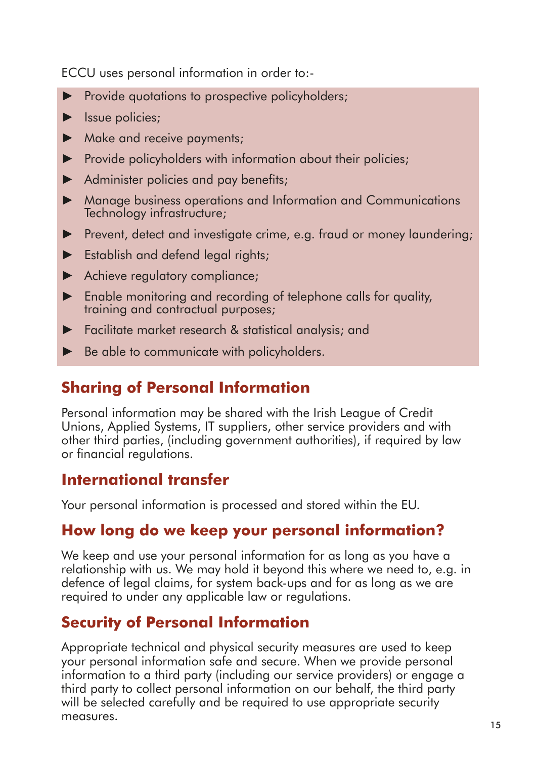ECCU uses personal information in order to:-

- Provide quotations to prospective policyholders;
- Issue policies;
- Make and receive payments;
- Provide policyholders with information about their policies;
- Administer policies and pay benefits;
- Manage business operations and Information and Communications Technology infrastructure;
- Prevent, detect and investigate crime, e.g. fraud or money laundering;
- Establish and defend legal rights;
- Achieve regulatory compliance;
- Enable monitoring and recording of telephone calls for quality, training and contractual purposes;
- Facilitate market research & statistical analysis; and
- Be able to communicate with policyholders.

## Sharing of Personal Information

Personal information may be shared with the Irish League of Credit Unions, Applied Systems, IT suppliers, other service providers and with other third parties, (including government authorities), if required by law or financial regulations.

## International transfer

Your personal information is processed and stored within the EU.

## How long do we keep your personal information?

We keep and use your personal information for as long as you have a relationship with us. We may hold it beyond this where we need to, e.g. in defence of legal claims, for system back-ups and for as long as we are required to under any applicable law or regulations.

## Security of Personal Information

Appropriate technical and physical security measures are used to keep your personal information safe and secure. When we provide personal information to a third party (including our service providers) or engage a third party to collect personal information on our behalf, the third party will be selected carefully and be required to use appropriate security measures.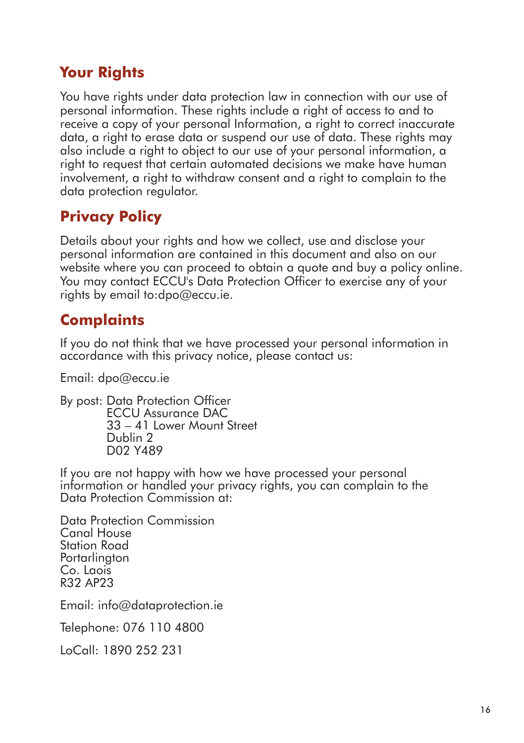## Your Rights

You have rights under data protection law in connection with our use of personal information. These rights include a right of access to and to receive a copy of your personal Information, a right to correct inaccurate data, a right to erase data or suspend our use of data. These rights may also include a right to object to our use of your personal information, a right to request that certain automated decisions we make have human involvement, a right to withdraw consent and a right to complain to the data protection regulator.

## Privacy Policy

Details about your rights and how we collect, use and disclose your personal information are contained in this document and also on our website where you can proceed to obtain a quote and buy a policy online. You may contact ECCU's Data Protection Officer to exercise any of your rights by email to:dpo@eccu.ie.

## Complaints

If you do not think that we have processed your personal information in accordance with this privacy notice, please contact us:

Email: dpo@eccu.ie

By post: Data Protection Officer
ECCU Assurance DAC
33 – 41 Lower Mount Street
Dublin 2
D02 Y489

If you are not happy with how we have processed your personal information or handled your privacy rights, you can complain to the Data Protection Commission at:

Data Protection Commission
Canal House
Station Road
Portarlington
Co. Laois
R32 AP23

Email: info@dataprotection.ie

Telephone: 076 110 4800

LoCall: 1890 252 231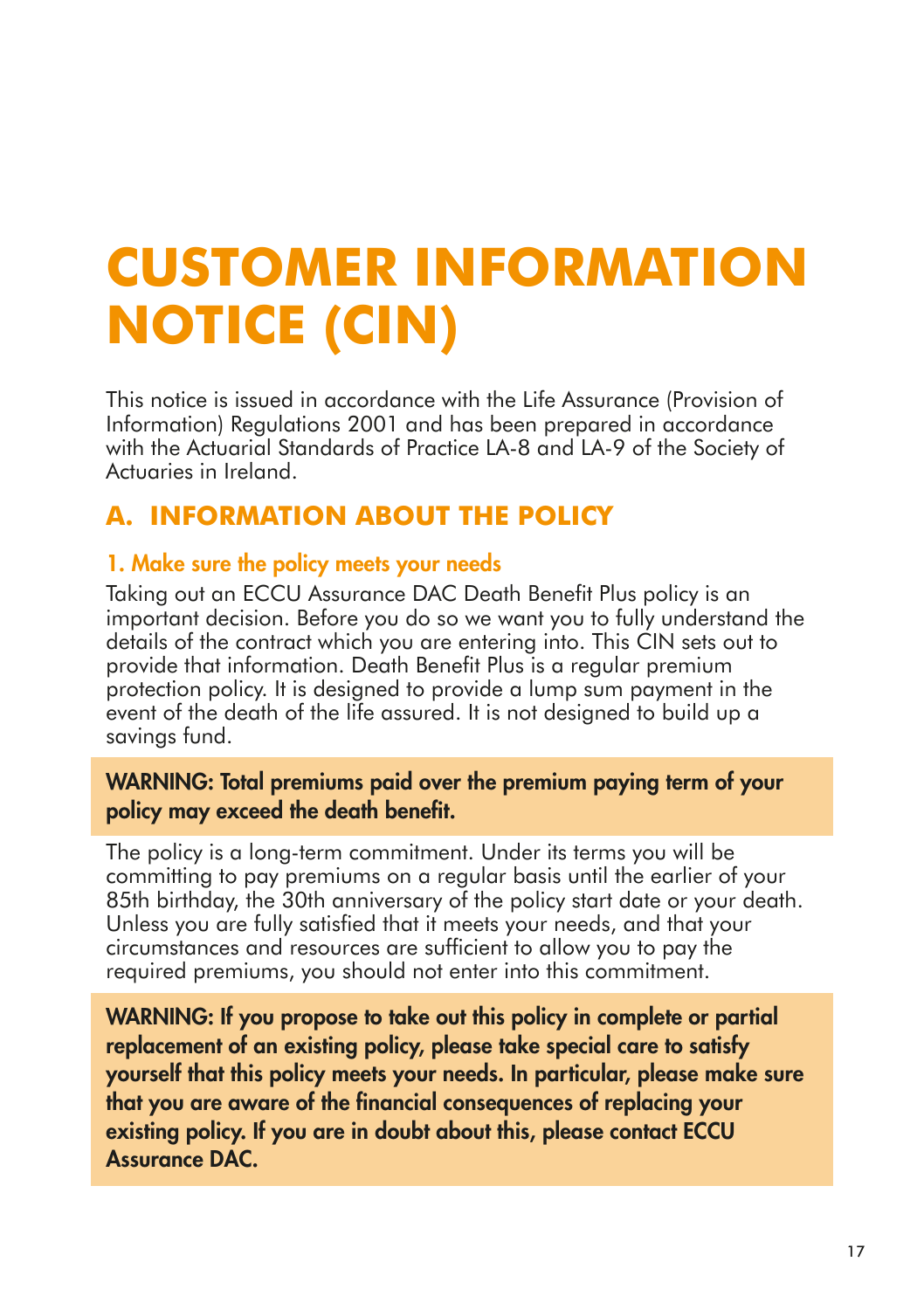# CUSTOMER INFORMATION NOTICE (CIN)

This notice is issued in accordance with the Life Assurance (Provision of Information) Regulations 2001 and has been prepared in accordance with the Actuarial Standards of Practice LA-8 and LA-9 of the Society of Actuaries in Ireland.

## A. INFORMATION ABOUT THE POLICY

### 1. Make sure the policy meets your needs

Taking out an ECCU Assurance DAC Death Benefit Plus policy is an important decision. Before you do so we want you to fully understand the details of the contract which you are entering into. This CIN sets out to provide that information. Death Benefit Plus is a regular premium protection policy. It is designed to provide a lump sum payment in the event of the death of the life assured. It is not designed to build up a savings fund.

**WARNING: Total premiums paid over the premium paying term of your policy may exceed the death benefit.**

The policy is a long-term commitment. Under its terms you will be committing to pay premiums on a regular basis until the earlier of your 85th birthday, the 30th anniversary of the policy start date or your death. Unless you are fully satisfied that it meets your needs, and that your circumstances and resources are sufficient to allow you to pay the required premiums, you should not enter into this commitment.

**WARNING: If you propose to take out this policy in complete or partial replacement of an existing policy, please take special care to satisfy yourself that this policy meets your needs. In particular, please make sure that you are aware of the financial consequences of replacing your existing policy. If you are in doubt about this, please contact ECCU Assurance DAC.**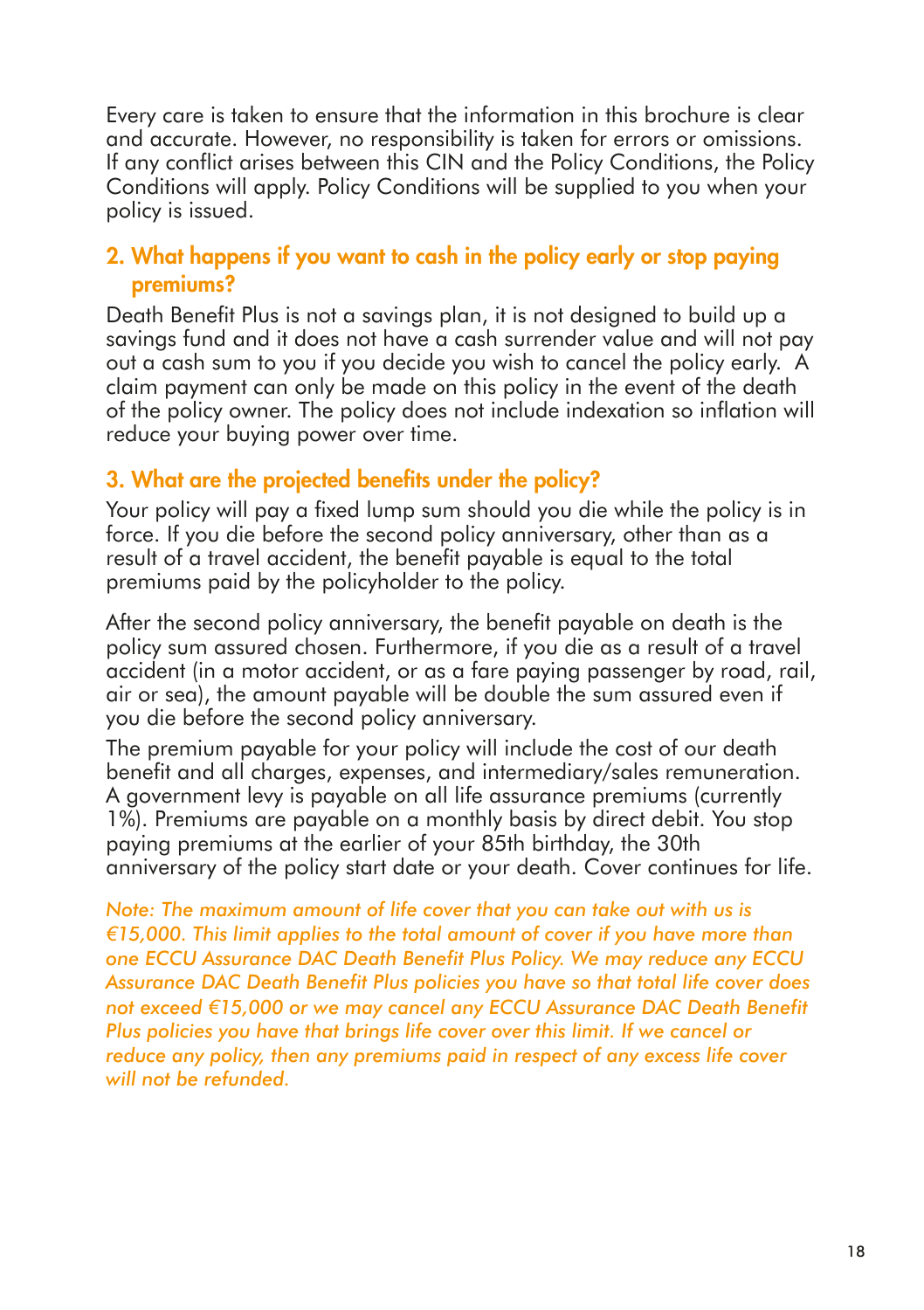Every care is taken to ensure that the information in this brochure is clear and accurate. However, no responsibility is taken for errors or omissions. If any conflict arises between this CIN and the Policy Conditions, the Policy Conditions will apply. Policy Conditions will be supplied to you when your policy is issued.

## 2. What happens if you want to cash in the policy early or stop paying premiums?

Death Benefit Plus is not a savings plan, it is not designed to build up a savings fund and it does not have a cash surrender value and will not pay out a cash sum to you if you decide you wish to cancel the policy early. A claim payment can only be made on this policy in the event of the death of the policy owner. The policy does not include indexation so inflation will reduce your buying power over time.

## 3. What are the projected benefits under the policy?

Your policy will pay a fixed lump sum should you die while the policy is in force. If you die before the second policy anniversary, other than as a result of a travel accident, the benefit payable is equal to the total premiums paid by the policyholder to the policy.

After the second policy anniversary, the benefit payable on death is the policy sum assured chosen. Furthermore, if you die as a result of a travel accident (in a motor accident, or as a fare paying passenger by road, rail, air or sea), the amount payable will be double the sum assured even if you die before the second policy anniversary.

The premium payable for your policy will include the cost of our death benefit and all charges, expenses, and intermediary/sales remuneration. A government levy is payable on all life assurance premiums (currently 1%). Premiums are payable on a monthly basis by direct debit. You stop paying premiums at the earlier of your 85th birthday, the 30th anniversary of the policy start date or your death. Cover continues for life.

*Note: The maximum amount of life cover that you can take out with us is €15,000. This limit applies to the total amount of cover if you have more than one ECCU Assurance DAC Death Benefit Plus Policy. We may reduce any ECCU Assurance DAC Death Benefit Plus policies you have so that total life cover does not exceed €15,000 or we may cancel any ECCU Assurance DAC Death Benefit Plus policies you have that brings life cover over this limit. If we cancel or reduce any policy, then any premiums paid in respect of any excess life cover will not be refunded.*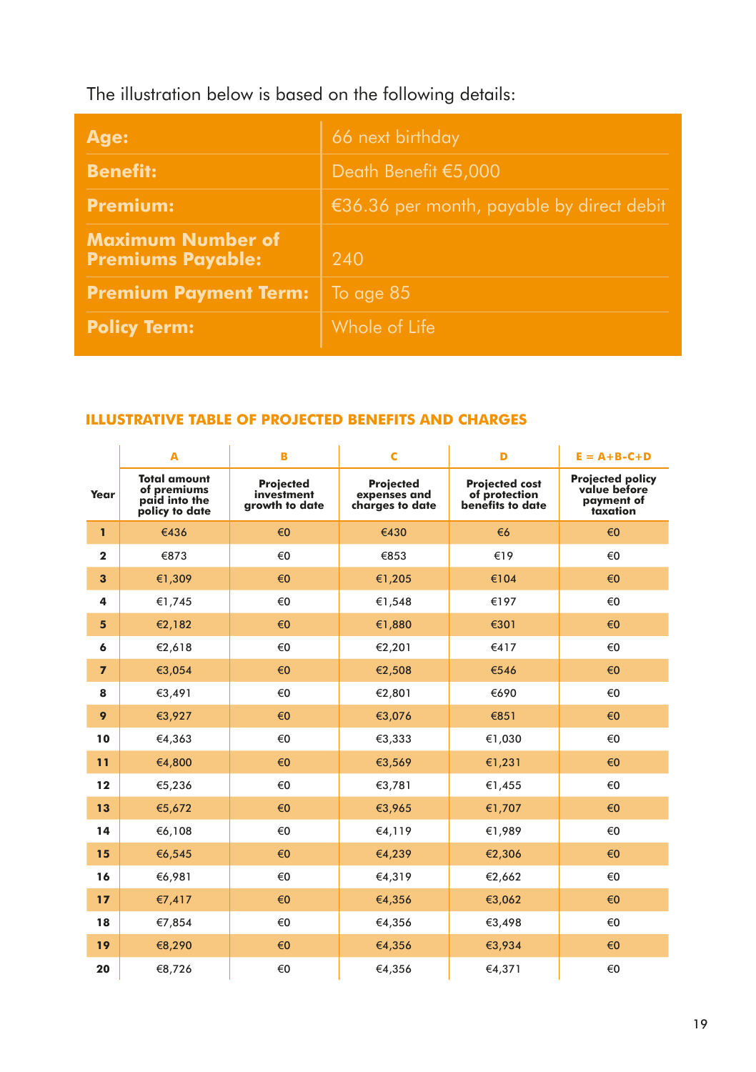The illustration below is based on the following details:

| | |
|---|---|
| **Age:** | 66 next birthday |
| **Benefit:** | Death Benefit €5,000 |
| **Premium:** | €36.36 per month, payable by direct debit |
| **Maximum Number of Premiums Payable:** | 240 |
| **Premium Payment Term:** | To age 85 |
| **Policy Term:** | Whole of Life |

## ILLUSTRATIVE TABLE OF PROJECTED BENEFITS AND CHARGES

| | A | B | C | D | E = A+B-C+D |
|---|---|---|---|---|---|
| **Year** | **Total amount of premiums paid into the policy to date** | **Projected investment growth to date** | **Projected expenses and charges to date** | **Projected cost of protection benefits to date** | **Projected policy value before payment of taxation** |
| **1** | €436 | €0 | €430 | €6 | €0 |
| **2** | €873 | €0 | €853 | €19 | €0 |
| **3** | €1,309 | €0 | €1,205 | €104 | €0 |
| **4** | €1,745 | €0 | €1,548 | €197 | €0 |
| **5** | €2,182 | €0 | €1,880 | €301 | €0 |
| **6** | €2,618 | €0 | €2,201 | €417 | €0 |
| **7** | €3,054 | €0 | €2,508 | €546 | €0 |
| **8** | €3,491 | €0 | €2,801 | €690 | €0 |
| **9** | €3,927 | €0 | €3,076 | €851 | €0 |
| **10** | €4,363 | €0 | €3,333 | €1,030 | €0 |
| **11** | €4,800 | €0 | €3,569 | €1,231 | €0 |
| **12** | €5,236 | €0 | €3,781 | €1,455 | €0 |
| **13** | €5,672 | €0 | €3,965 | €1,707 | €0 |
| **14** | €6,108 | €0 | €4,119 | €1,989 | €0 |
| **15** | €6,545 | €0 | €4,239 | €2,306 | €0 |
| **16** | €6,981 | €0 | €4,319 | €2,662 | €0 |
| **17** | €7,417 | €0 | €4,356 | €3,062 | €0 |
| **18** | €7,854 | €0 | €4,356 | €3,498 | €0 |
| **19** | €8,290 | €0 | €4,356 | €3,934 | €0 |
| **20** | €8,726 | €0 | €4,356 | €4,371 | €0 |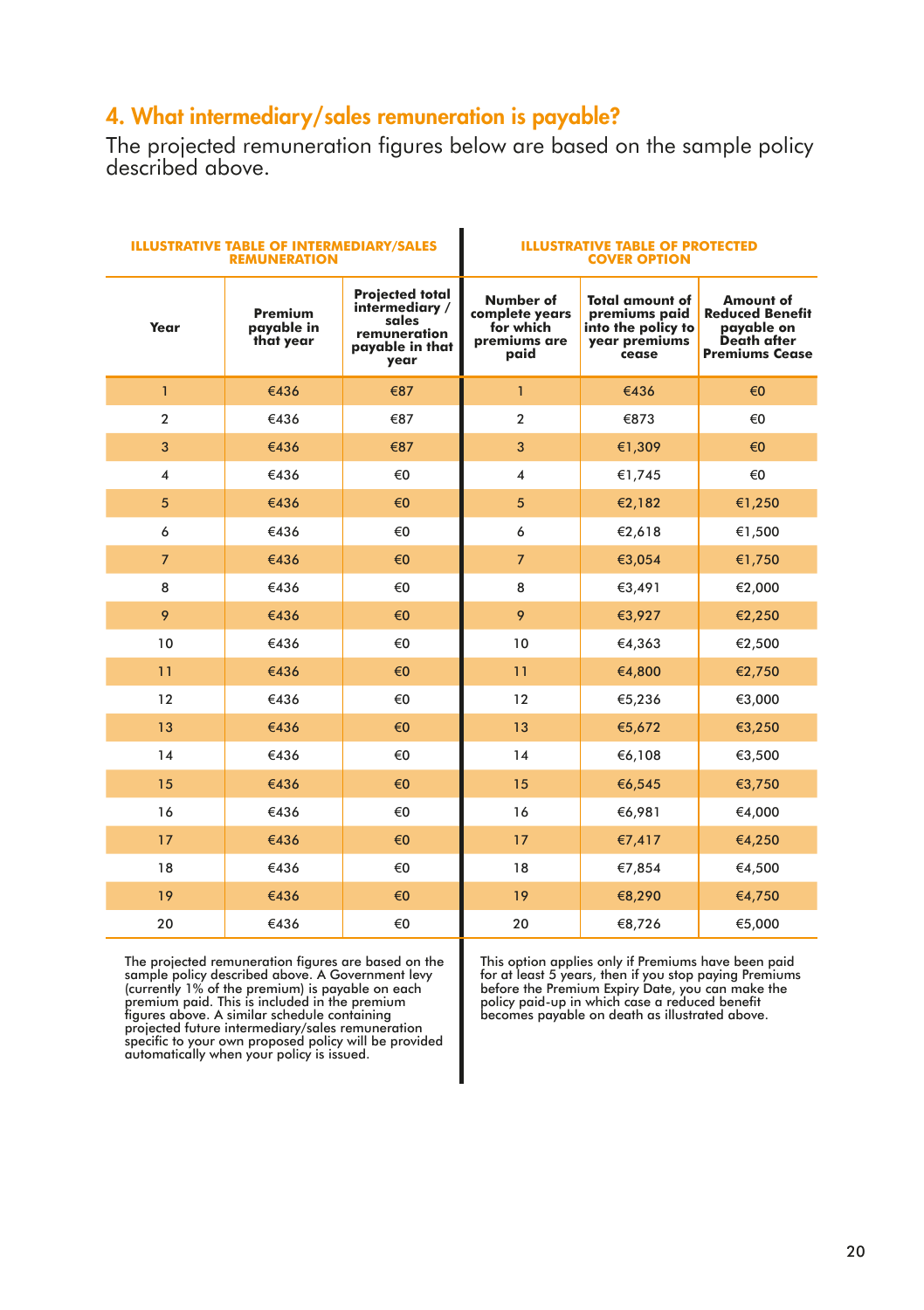## 4. What intermediary/sales remuneration is payable?

The projected remuneration figures below are based on the sample policy described above.

| ILLUSTRATIVE TABLE OF INTERMEDIARY/SALES REMUNERATION | | | ILLUSTRATIVE TABLE OF PROTECTED COVER OPTION | | |
|---|---|---|---|---|---|
| **Year** | **Premium payable in that year** | **Projected total intermediary / sales remuneration payable in that year** | **Number of complete years for which premiums are paid** | **Total amount of premiums paid into the policy to year premiums cease** | **Amount of Reduced Benefit payable on Death after Premiums Cease** |
| 1 | €436 | €87 | 1 | €436 | €0 |
| 2 | €436 | €87 | 2 | €873 | €0 |
| 3 | €436 | €87 | 3 | €1,309 | €0 |
| 4 | €436 | €0 | 4 | €1,745 | €0 |
| 5 | €436 | €0 | 5 | €2,182 | €1,250 |
| 6 | €436 | €0 | 6 | €2,618 | €1,500 |
| 7 | €436 | €0 | 7 | €3,054 | €1,750 |
| 8 | €436 | €0 | 8 | €3,491 | €2,000 |
| 9 | €436 | €0 | 9 | €3,927 | €2,250 |
| 10 | €436 | €0 | 10 | €4,363 | €2,500 |
| 11 | €436 | €0 | 11 | €4,800 | €2,750 |
| 12 | €436 | €0 | 12 | €5,236 | €3,000 |
| 13 | €436 | €0 | 13 | €5,672 | €3,250 |
| 14 | €436 | €0 | 14 | €6,108 | €3,500 |
| 15 | €436 | €0 | 15 | €6,545 | €3,750 |
| 16 | €436 | €0 | 16 | €6,981 | €4,000 |
| 17 | €436 | €0 | 17 | €7,417 | €4,250 |
| 18 | €436 | €0 | 18 | €7,854 | €4,500 |
| 19 | €436 | €0 | 19 | €8,290 | €4,750 |
| 20 | €436 | €0 | 20 | €8,726 | €5,000 |

The projected remuneration figures are based on the sample policy described above. A Government levy (currently 1% of the premium) is payable on each premium paid. This is included in the premium figures above. A similar schedule containing projected future intermediary/sales remuneration specific to your own proposed policy will be provided automatically when your policy is issued.

This option applies only if Premiums have been paid for at least 5 years, then if you stop paying Premiums before the Premium Expiry Date, you can make the policy paid-up in which case a reduced benefit becomes payable on death as illustrated above.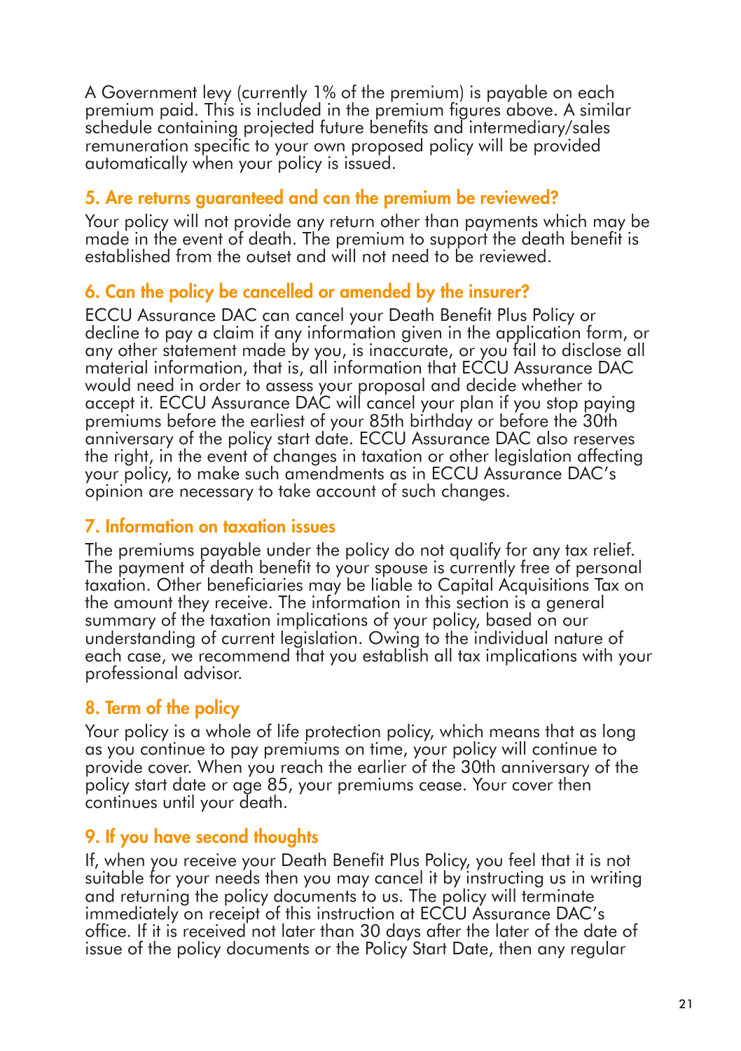A Government levy (currently 1% of the premium) is payable on each premium paid. This is included in the premium figures above. A similar schedule containing projected future benefits and intermediary/sales remuneration specific to your own proposed policy will be provided automatically when your policy is issued.

## 5. Are returns guaranteed and can the premium be reviewed?

Your policy will not provide any return other than payments which may be made in the event of death. The premium to support the death benefit is established from the outset and will not need to be reviewed.

## 6. Can the policy be cancelled or amended by the insurer?

ECCU Assurance DAC can cancel your Death Benefit Plus Policy or decline to pay a claim if any information given in the application form, or any other statement made by you, is inaccurate, or you fail to disclose all material information, that is, all information that ECCU Assurance DAC would need in order to assess your proposal and decide whether to accept it. ECCU Assurance DAC will cancel your plan if you stop paying premiums before the earliest of your 85th birthday or before the 30th anniversary of the policy start date. ECCU Assurance DAC also reserves the right, in the event of changes in taxation or other legislation affecting your policy, to make such amendments as in ECCU Assurance DAC's opinion are necessary to take account of such changes.

## 7. Information on taxation issues

The premiums payable under the policy do not qualify for any tax relief. The payment of death benefit to your spouse is currently free of personal taxation. Other beneficiaries may be liable to Capital Acquisitions Tax on the amount they receive. The information in this section is a general summary of the taxation implications of your policy, based on our understanding of current legislation. Owing to the individual nature of each case, we recommend that you establish all tax implications with your professional advisor.

## 8. Term of the policy

Your policy is a whole of life protection policy, which means that as long as you continue to pay premiums on time, your policy will continue to provide cover. When you reach the earlier of the 30th anniversary of the policy start date or age 85, your premiums cease. Your cover then continues until your death.

## 9. If you have second thoughts

If, when you receive your Death Benefit Plus Policy, you feel that it is not suitable for your needs then you may cancel it by instructing us in writing and returning the policy documents to us. The policy will terminate immediately on receipt of this instruction at ECCU Assurance DAC's office. If it is received not later than 30 days after the later of the date of issue of the policy documents or the Policy Start Date, then any regular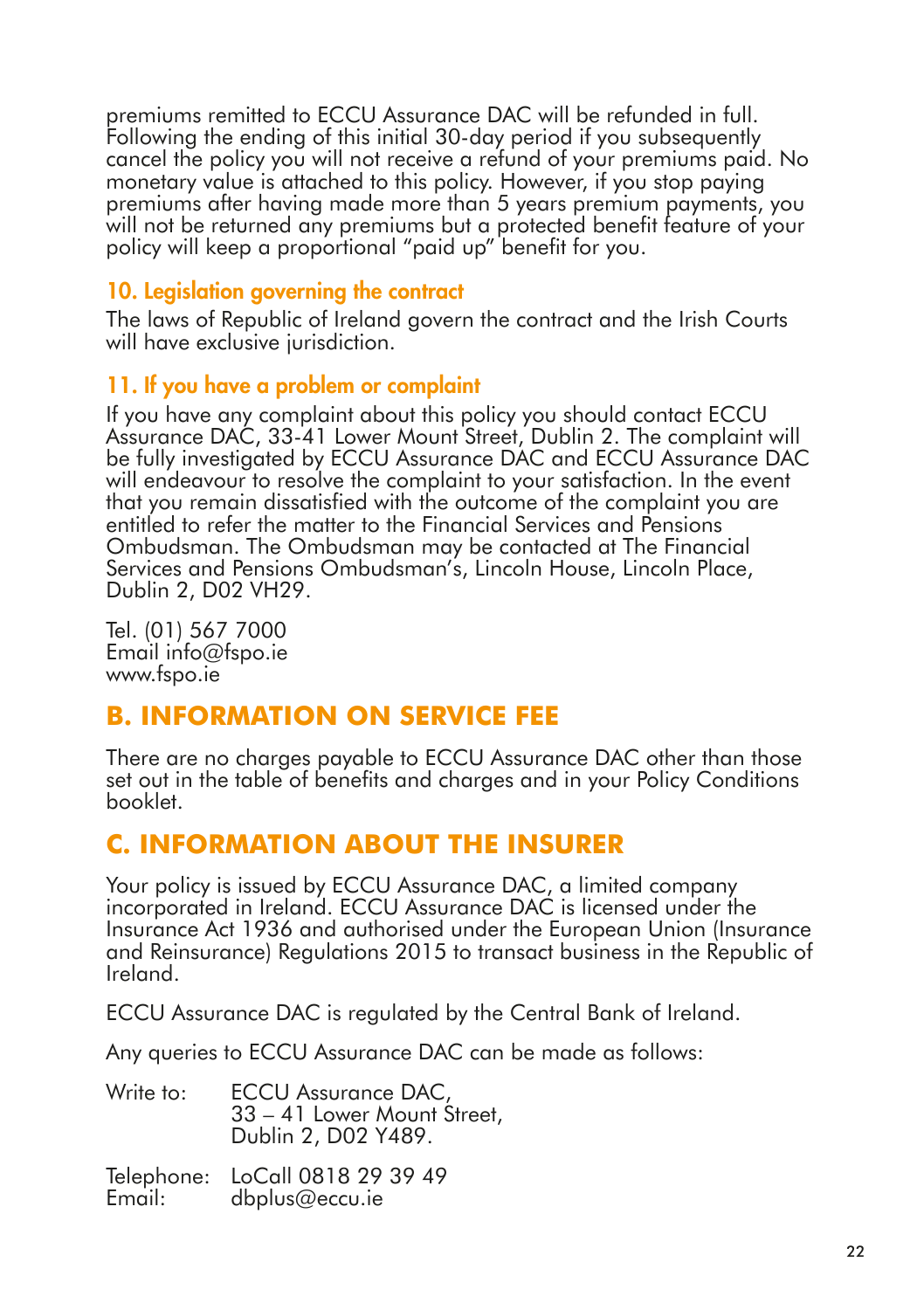premiums remitted to ECCU Assurance DAC will be refunded in full. Following the ending of this initial 30-day period if you subsequently cancel the policy you will not receive a refund of your premiums paid. No monetary value is attached to this policy. However, if you stop paying premiums after having made more than 5 years premium payments, you will not be returned any premiums but a protected benefit feature of your policy will keep a proportional "paid up" benefit for you.

### 10. Legislation governing the contract

The laws of Republic of Ireland govern the contract and the Irish Courts will have exclusive jurisdiction.

### 11. If you have a problem or complaint

If you have any complaint about this policy you should contact ECCU Assurance DAC, 33-41 Lower Mount Street, Dublin 2. The complaint will be fully investigated by ECCU Assurance DAC and ECCU Assurance DAC will endeavour to resolve the complaint to your satisfaction. In the event that you remain dissatisfied with the outcome of the complaint you are entitled to refer the matter to the Financial Services and Pensions Ombudsman. The Ombudsman may be contacted at The Financial Services and Pensions Ombudsman's, Lincoln House, Lincoln Place, Dublin 2, D02 VH29.

Tel. (01) 567 7000
Email info@fspo.ie
www.fspo.ie

## B. INFORMATION ON SERVICE FEE

There are no charges payable to ECCU Assurance DAC other than those set out in the table of benefits and charges and in your Policy Conditions booklet.

## C. INFORMATION ABOUT THE INSURER

Your policy is issued by ECCU Assurance DAC, a limited company incorporated in Ireland. ECCU Assurance DAC is licensed under the Insurance Act 1936 and authorised under the European Union (Insurance and Reinsurance) Regulations 2015 to transact business in the Republic of Ireland.

ECCU Assurance DAC is regulated by the Central Bank of Ireland.

Any queries to ECCU Assurance DAC can be made as follows:

Write to: ECCU Assurance DAC,
33 – 41 Lower Mount Street,
Dublin 2, D02 Y489.

Telephone: LoCall 0818 29 39 49
Email: dbplus@eccu.ie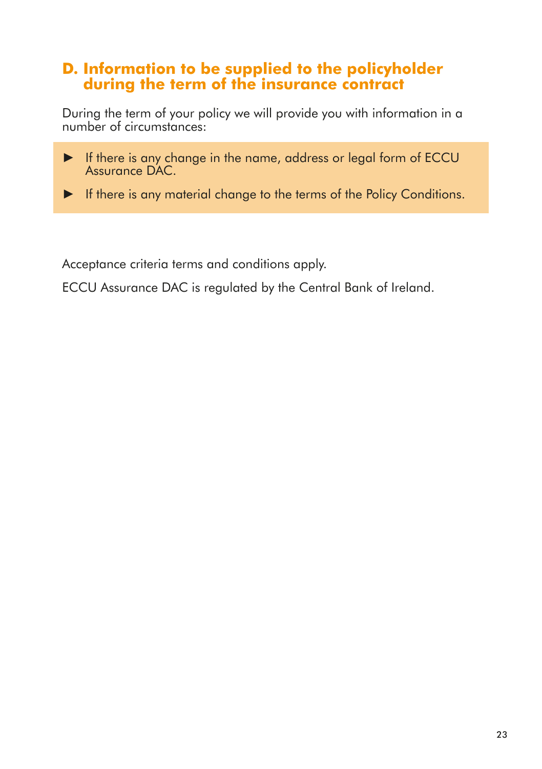## D. Information to be supplied to the policyholder during the term of the insurance contract

During the term of your policy we will provide you with information in a number of circumstances:

- If there is any change in the name, address or legal form of ECCU Assurance DAC.
- If there is any material change to the terms of the Policy Conditions.

Acceptance criteria terms and conditions apply.

ECCU Assurance DAC is regulated by the Central Bank of Ireland.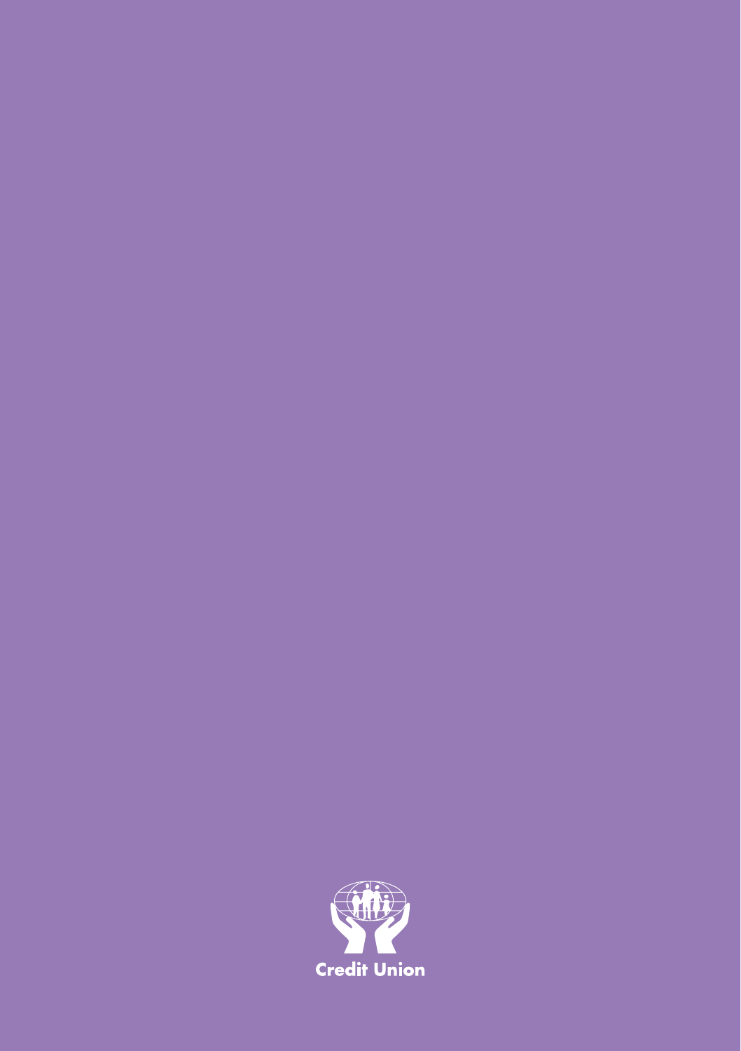Credit Union